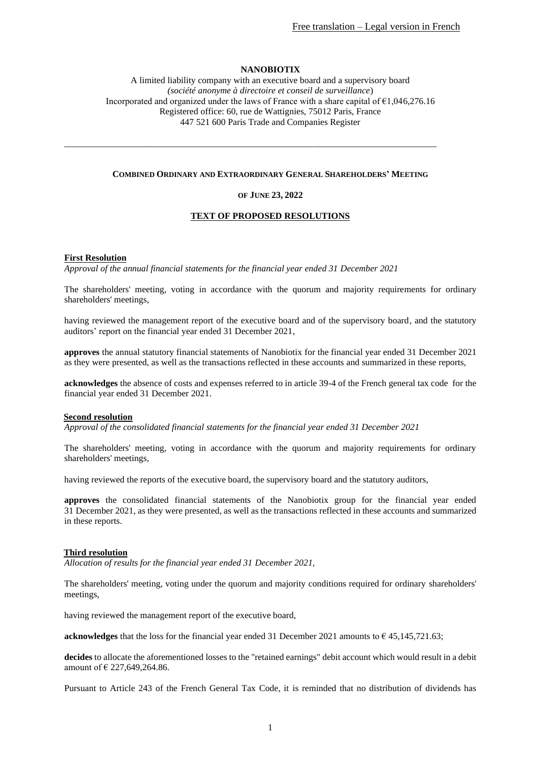Free translation – Legal version in French

**NANOBIOTIX**

A limited liability company with an executive board and a supervisory board
*(société anonyme à directoire et conseil de surveillance)*
Incorporated and organized under the laws of France with a share capital of €1,046,276.16
Registered office: 60, rue de Wattignies, 75012 Paris, France
447 521 600 Paris Trade and Companies Register

---

**COMBINED ORDINARY AND EXTRAORDINARY GENERAL SHAREHOLDERS' MEETING**

**OF JUNE 23, 2022**

**TEXT OF PROPOSED RESOLUTIONS**

**First Resolution**

*Approval of the annual financial statements for the financial year ended 31 December 2021*

The shareholders' meeting, voting in accordance with the quorum and majority requirements for ordinary shareholders' meetings,

having reviewed the management report of the executive board and of the supervisory board, and the statutory auditors' report on the financial year ended 31 December 2021,

**approves** the annual statutory financial statements of Nanobiotix for the financial year ended 31 December 2021 as they were presented, as well as the transactions reflected in these accounts and summarized in these reports,

**acknowledges** the absence of costs and expenses referred to in article 39-4 of the French general tax code for the financial year ended 31 December 2021.

**Second resolution**

*Approval of the consolidated financial statements for the financial year ended 31 December 2021*

The shareholders' meeting, voting in accordance with the quorum and majority requirements for ordinary shareholders' meetings,

having reviewed the reports of the executive board, the supervisory board and the statutory auditors,

**approves** the consolidated financial statements of the Nanobiotix group for the financial year ended 31 December 2021, as they were presented, as well as the transactions reflected in these accounts and summarized in these reports.

**Third resolution**

*Allocation of results for the financial year ended 31 December 2021,*

The shareholders' meeting, voting under the quorum and majority conditions required for ordinary shareholders' meetings,

having reviewed the management report of the executive board,

**acknowledges** that the loss for the financial year ended 31 December 2021 amounts to € 45,145,721.63;

**decides** to allocate the aforementioned losses to the "retained earnings" debit account which would result in a debit amount of € 227,649,264.86.

Pursuant to Article 243 of the French General Tax Code, it is reminded that no distribution of dividends has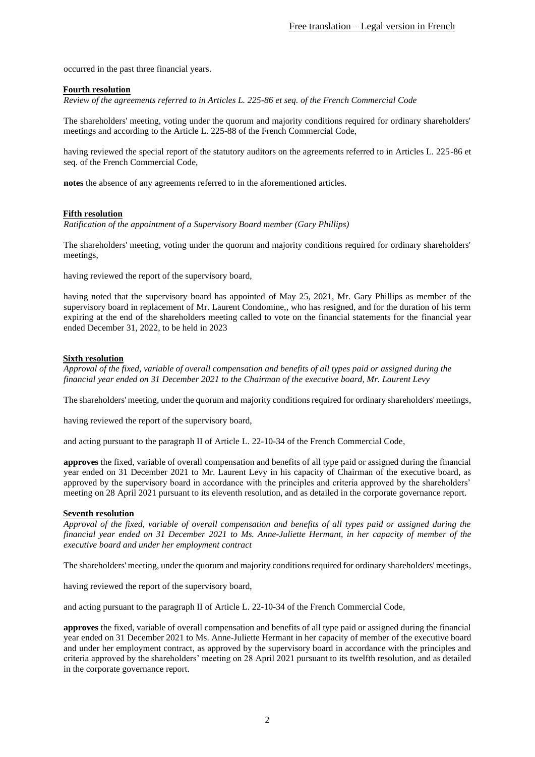occurred in the past three financial years.

**Fourth resolution**

*Review of the agreements referred to in Articles L. 225-86 et seq. of the French Commercial Code*

The shareholders' meeting, voting under the quorum and majority conditions required for ordinary shareholders' meetings and according to the Article L. 225-88 of the French Commercial Code,

having reviewed the special report of the statutory auditors on the agreements referred to in Articles L. 225-86 et seq. of the French Commercial Code,

**notes** the absence of any agreements referred to in the aforementioned articles.

**Fifth resolution**

*Ratification of the appointment of a Supervisory Board member (Gary Phillips)*

The shareholders' meeting, voting under the quorum and majority conditions required for ordinary shareholders' meetings,

having reviewed the report of the supervisory board,

having noted that the supervisory board has appointed of May 25, 2021, Mr. Gary Phillips as member of the supervisory board in replacement of Mr. Laurent Condomine,, who has resigned, and for the duration of his term expiring at the end of the shareholders meeting called to vote on the financial statements for the financial year ended December 31, 2022, to be held in 2023

**Sixth resolution**

*Approval of the fixed, variable of overall compensation and benefits of all types paid or assigned during the financial year ended on 31 December 2021 to the Chairman of the executive board, Mr. Laurent Levy*

The shareholders' meeting, under the quorum and majority conditions required for ordinary shareholders' meetings,

having reviewed the report of the supervisory board,

and acting pursuant to the paragraph II of Article L. 22-10-34 of the French Commercial Code,

**approves** the fixed, variable of overall compensation and benefits of all type paid or assigned during the financial year ended on 31 December 2021 to Mr. Laurent Levy in his capacity of Chairman of the executive board, as approved by the supervisory board in accordance with the principles and criteria approved by the shareholders' meeting on 28 April 2021 pursuant to its eleventh resolution, and as detailed in the corporate governance report.

**Seventh resolution**

*Approval of the fixed, variable of overall compensation and benefits of all types paid or assigned during the financial year ended on 31 December 2021 to Ms. Anne-Juliette Hermant, in her capacity of member of the executive board and under her employment contract*

The shareholders' meeting, under the quorum and majority conditions required for ordinary shareholders' meetings,

having reviewed the report of the supervisory board,

and acting pursuant to the paragraph II of Article L. 22-10-34 of the French Commercial Code,

**approves** the fixed, variable of overall compensation and benefits of all type paid or assigned during the financial year ended on 31 December 2021 to Ms. Anne-Juliette Hermant in her capacity of member of the executive board and under her employment contract, as approved by the supervisory board in accordance with the principles and criteria approved by the shareholders' meeting on 28 April 2021 pursuant to its twelfth resolution, and as detailed in the corporate governance report.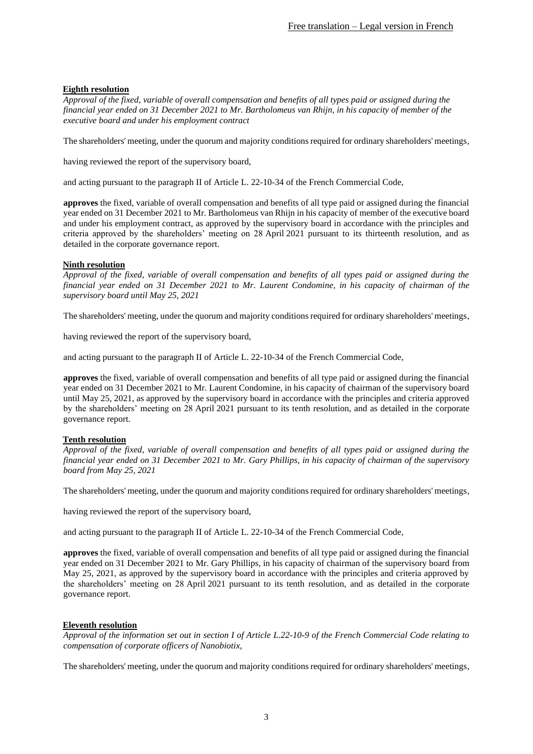**Eighth resolution**

*Approval of the fixed, variable of overall compensation and benefits of all types paid or assigned during the financial year ended on 31 December 2021 to Mr. Bartholomeus van Rhijn, in his capacity of member of the executive board and under his employment contract*

The shareholders' meeting, under the quorum and majority conditions required for ordinary shareholders' meetings,

having reviewed the report of the supervisory board,

and acting pursuant to the paragraph II of Article L. 22-10-34 of the French Commercial Code,

**approves** the fixed, variable of overall compensation and benefits of all type paid or assigned during the financial year ended on 31 December 2021 to Mr. Bartholomeus van Rhijn in his capacity of member of the executive board and under his employment contract, as approved by the supervisory board in accordance with the principles and criteria approved by the shareholders' meeting on 28 April 2021 pursuant to its thirteenth resolution, and as detailed in the corporate governance report.

**Ninth resolution**

*Approval of the fixed, variable of overall compensation and benefits of all types paid or assigned during the financial year ended on 31 December 2021 to Mr. Laurent Condomine, in his capacity of chairman of the supervisory board until May 25, 2021*

The shareholders' meeting, under the quorum and majority conditions required for ordinary shareholders' meetings,

having reviewed the report of the supervisory board,

and acting pursuant to the paragraph II of Article L. 22-10-34 of the French Commercial Code,

**approves** the fixed, variable of overall compensation and benefits of all type paid or assigned during the financial year ended on 31 December 2021 to Mr. Laurent Condomine, in his capacity of chairman of the supervisory board until May 25, 2021, as approved by the supervisory board in accordance with the principles and criteria approved by the shareholders' meeting on 28 April 2021 pursuant to its tenth resolution, and as detailed in the corporate governance report.

**Tenth resolution**

*Approval of the fixed, variable of overall compensation and benefits of all types paid or assigned during the financial year ended on 31 December 2021 to Mr. Gary Phillips, in his capacity of chairman of the supervisory board from May 25, 2021*

The shareholders' meeting, under the quorum and majority conditions required for ordinary shareholders' meetings,

having reviewed the report of the supervisory board,

and acting pursuant to the paragraph II of Article L. 22-10-34 of the French Commercial Code,

**approves** the fixed, variable of overall compensation and benefits of all type paid or assigned during the financial year ended on 31 December 2021 to Mr. Gary Phillips, in his capacity of chairman of the supervisory board from May 25, 2021, as approved by the supervisory board in accordance with the principles and criteria approved by the shareholders' meeting on 28 April 2021 pursuant to its tenth resolution, and as detailed in the corporate governance report.

**Eleventh resolution**

*Approval of the information set out in section I of Article L.22-10-9 of the French Commercial Code relating to compensation of corporate officers of Nanobiotix,*

The shareholders' meeting, under the quorum and majority conditions required for ordinary shareholders' meetings,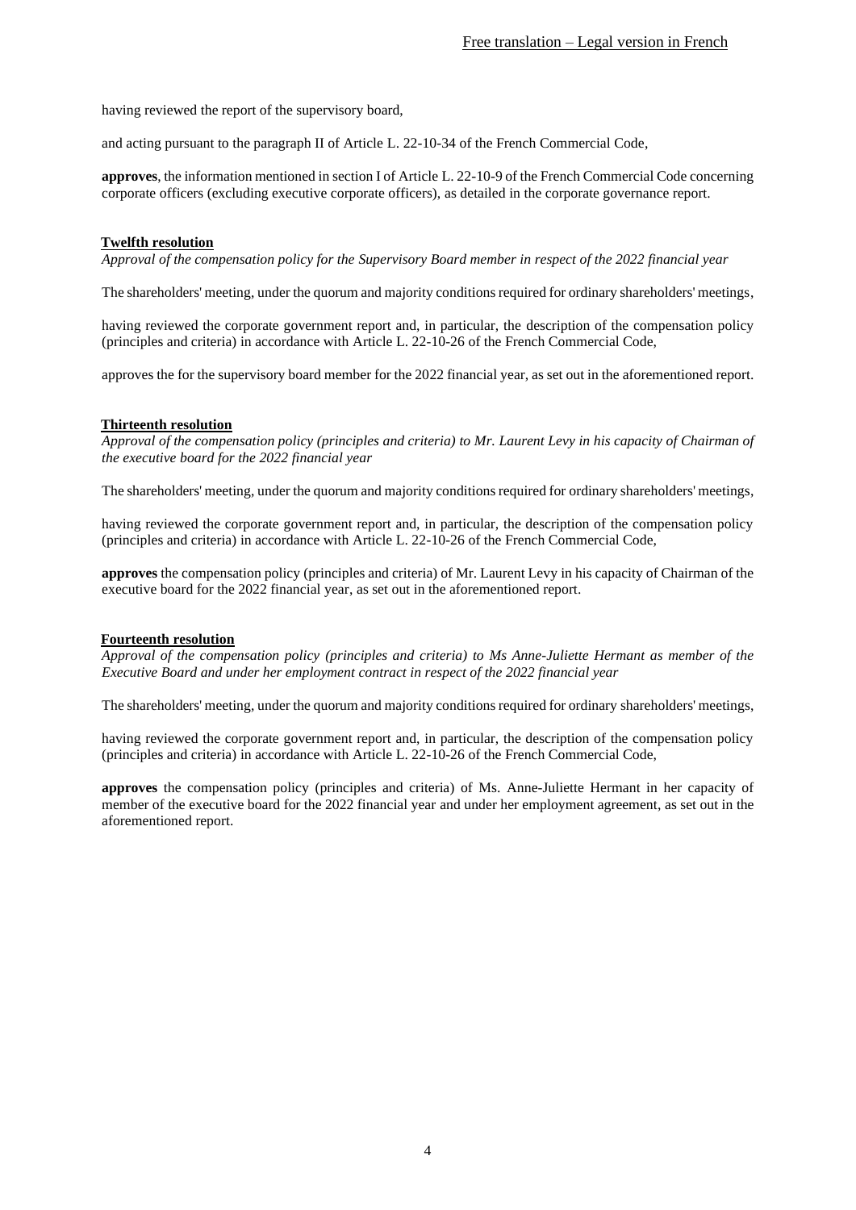having reviewed the report of the supervisory board,

and acting pursuant to the paragraph II of Article L. 22-10-34 of the French Commercial Code,

**approves**, the information mentioned in section I of Article L. 22-10-9 of the French Commercial Code concerning corporate officers (excluding executive corporate officers), as detailed in the corporate governance report.

**Twelfth resolution**

*Approval of the compensation policy for the Supervisory Board member in respect of the 2022 financial year*

The shareholders' meeting, under the quorum and majority conditions required for ordinary shareholders' meetings,

having reviewed the corporate government report and, in particular, the description of the compensation policy (principles and criteria) in accordance with Article L. 22-10-26 of the French Commercial Code,

approves the for the supervisory board member for the 2022 financial year, as set out in the aforementioned report.

**Thirteenth resolution**

*Approval of the compensation policy (principles and criteria) to Mr. Laurent Levy in his capacity of Chairman of the executive board for the 2022 financial year*

The shareholders' meeting, under the quorum and majority conditions required for ordinary shareholders' meetings,

having reviewed the corporate government report and, in particular, the description of the compensation policy (principles and criteria) in accordance with Article L. 22-10-26 of the French Commercial Code,

**approves** the compensation policy (principles and criteria) of Mr. Laurent Levy in his capacity of Chairman of the executive board for the 2022 financial year, as set out in the aforementioned report.

**Fourteenth resolution**

*Approval of the compensation policy (principles and criteria) to Ms Anne-Juliette Hermant as member of the Executive Board and under her employment contract in respect of the 2022 financial year*

The shareholders' meeting, under the quorum and majority conditions required for ordinary shareholders' meetings,

having reviewed the corporate government report and, in particular, the description of the compensation policy (principles and criteria) in accordance with Article L. 22-10-26 of the French Commercial Code,

**approves** the compensation policy (principles and criteria) of Ms. Anne-Juliette Hermant in her capacity of member of the executive board for the 2022 financial year and under her employment agreement, as set out in the aforementioned report.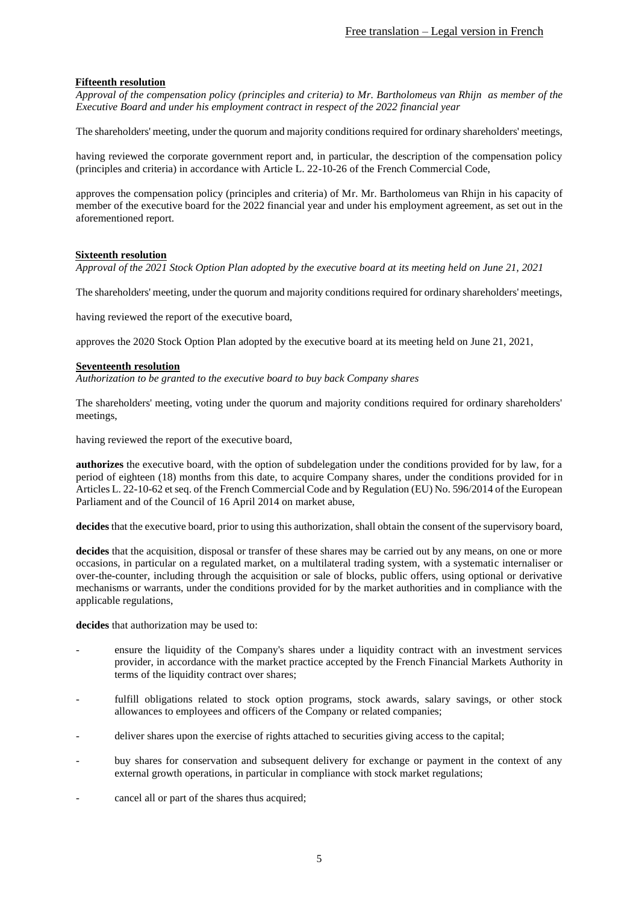Free translation – Legal version in French

**Fifteenth resolution**

*Approval of the compensation policy (principles and criteria) to Mr. Bartholomeus van Rhijn as member of the Executive Board and under his employment contract in respect of the 2022 financial year*

The shareholders' meeting, under the quorum and majority conditions required for ordinary shareholders' meetings,

having reviewed the corporate government report and, in particular, the description of the compensation policy (principles and criteria) in accordance with Article L. 22-10-26 of the French Commercial Code,

approves the compensation policy (principles and criteria) of Mr. Mr. Bartholomeus van Rhijn in his capacity of member of the executive board for the 2022 financial year and under his employment agreement, as set out in the aforementioned report.

**Sixteenth resolution**

*Approval of the 2021 Stock Option Plan adopted by the executive board at its meeting held on June 21, 2021*

The shareholders' meeting, under the quorum and majority conditions required for ordinary shareholders' meetings,

having reviewed the report of the executive board,

approves the 2020 Stock Option Plan adopted by the executive board at its meeting held on June 21, 2021,

**Seventeenth resolution**

*Authorization to be granted to the executive board to buy back Company shares*

The shareholders' meeting, voting under the quorum and majority conditions required for ordinary shareholders' meetings,

having reviewed the report of the executive board,

**authorizes** the executive board, with the option of subdelegation under the conditions provided for by law, for a period of eighteen (18) months from this date, to acquire Company shares, under the conditions provided for in Articles L. 22-10-62 et seq. of the French Commercial Code and by Regulation (EU) No. 596/2014 of the European Parliament and of the Council of 16 April 2014 on market abuse,

**decides** that the executive board, prior to using this authorization, shall obtain the consent of the supervisory board,

**decides** that the acquisition, disposal or transfer of these shares may be carried out by any means, on one or more occasions, in particular on a regulated market, on a multilateral trading system, with a systematic internaliser or over-the-counter, including through the acquisition or sale of blocks, public offers, using optional or derivative mechanisms or warrants, under the conditions provided for by the market authorities and in compliance with the applicable regulations,

**decides** that authorization may be used to:

- ensure the liquidity of the Company's shares under a liquidity contract with an investment services provider, in accordance with the market practice accepted by the French Financial Markets Authority in terms of the liquidity contract over shares;
- fulfill obligations related to stock option programs, stock awards, salary savings, or other stock allowances to employees and officers of the Company or related companies;
- deliver shares upon the exercise of rights attached to securities giving access to the capital;
- buy shares for conservation and subsequent delivery for exchange or payment in the context of any external growth operations, in particular in compliance with stock market regulations;
- cancel all or part of the shares thus acquired;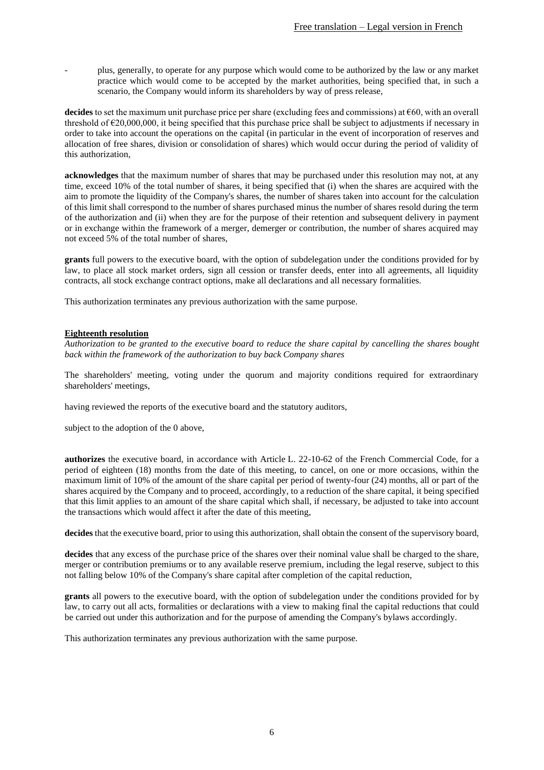- plus, generally, to operate for any purpose which would come to be authorized by the law or any market practice which would come to be accepted by the market authorities, being specified that, in such a scenario, the Company would inform its shareholders by way of press release,

**decides** to set the maximum unit purchase price per share (excluding fees and commissions) at €60, with an overall threshold of €20,000,000, it being specified that this purchase price shall be subject to adjustments if necessary in order to take into account the operations on the capital (in particular in the event of incorporation of reserves and allocation of free shares, division or consolidation of shares) which would occur during the period of validity of this authorization,

**acknowledges** that the maximum number of shares that may be purchased under this resolution may not, at any time, exceed 10% of the total number of shares, it being specified that (i) when the shares are acquired with the aim to promote the liquidity of the Company's shares, the number of shares taken into account for the calculation of this limit shall correspond to the number of shares purchased minus the number of shares resold during the term of the authorization and (ii) when they are for the purpose of their retention and subsequent delivery in payment or in exchange within the framework of a merger, demerger or contribution, the number of shares acquired may not exceed 5% of the total number of shares,

**grants** full powers to the executive board, with the option of subdelegation under the conditions provided for by law, to place all stock market orders, sign all cession or transfer deeds, enter into all agreements, all liquidity contracts, all stock exchange contract options, make all declarations and all necessary formalities.

This authorization terminates any previous authorization with the same purpose.

## Eighteenth resolution

*Authorization to be granted to the executive board to reduce the share capital by cancelling the shares bought back within the framework of the authorization to buy back Company shares*

The shareholders' meeting, voting under the quorum and majority conditions required for extraordinary shareholders' meetings,

having reviewed the reports of the executive board and the statutory auditors,

subject to the adoption of the 0 above,

**authorizes** the executive board, in accordance with Article L. 22-10-62 of the French Commercial Code, for a period of eighteen (18) months from the date of this meeting, to cancel, on one or more occasions, within the maximum limit of 10% of the amount of the share capital per period of twenty-four (24) months, all or part of the shares acquired by the Company and to proceed, accordingly, to a reduction of the share capital, it being specified that this limit applies to an amount of the share capital which shall, if necessary, be adjusted to take into account the transactions which would affect it after the date of this meeting,

**decides** that the executive board, prior to using this authorization, shall obtain the consent of the supervisory board,

**decides** that any excess of the purchase price of the shares over their nominal value shall be charged to the share, merger or contribution premiums or to any available reserve premium, including the legal reserve, subject to this not falling below 10% of the Company's share capital after completion of the capital reduction,

**grants** all powers to the executive board, with the option of subdelegation under the conditions provided for by law, to carry out all acts, formalities or declarations with a view to making final the capital reductions that could be carried out under this authorization and for the purpose of amending the Company's bylaws accordingly.

This authorization terminates any previous authorization with the same purpose.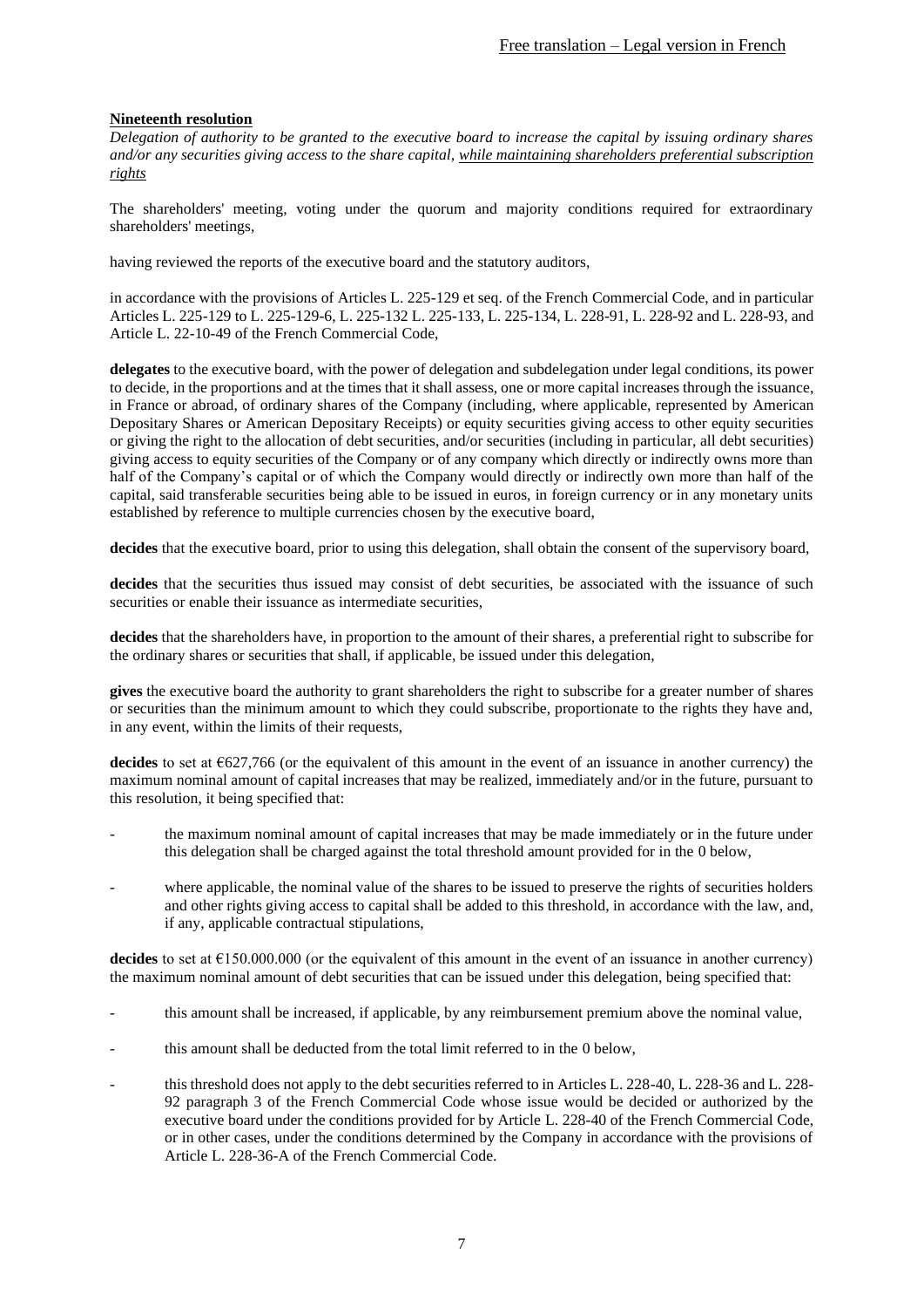Free translation – Legal version in French

**Nineteenth resolution**

*Delegation of authority to be granted to the executive board to increase the capital by issuing ordinary shares and/or any securities giving access to the share capital, while maintaining shareholders preferential subscription rights*

The shareholders' meeting, voting under the quorum and majority conditions required for extraordinary shareholders' meetings,

having reviewed the reports of the executive board and the statutory auditors,

in accordance with the provisions of Articles L. 225-129 et seq. of the French Commercial Code, and in particular Articles L. 225-129 to L. 225-129-6, L. 225-132 L. 225-133, L. 225-134, L. 228-91, L. 228-92 and L. 228-93, and Article L. 22-10-49 of the French Commercial Code,

**delegates** to the executive board, with the power of delegation and subdelegation under legal conditions, its power to decide, in the proportions and at the times that it shall assess, one or more capital increases through the issuance, in France or abroad, of ordinary shares of the Company (including, where applicable, represented by American Depositary Shares or American Depositary Receipts) or equity securities giving access to other equity securities or giving the right to the allocation of debt securities, and/or securities (including in particular, all debt securities) giving access to equity securities of the Company or of any company which directly or indirectly owns more than half of the Company's capital or of which the Company would directly or indirectly own more than half of the capital, said transferable securities being able to be issued in euros, in foreign currency or in any monetary units established by reference to multiple currencies chosen by the executive board,

**decides** that the executive board, prior to using this delegation, shall obtain the consent of the supervisory board,

**decides** that the securities thus issued may consist of debt securities, be associated with the issuance of such securities or enable their issuance as intermediate securities,

**decides** that the shareholders have, in proportion to the amount of their shares, a preferential right to subscribe for the ordinary shares or securities that shall, if applicable, be issued under this delegation,

**gives** the executive board the authority to grant shareholders the right to subscribe for a greater number of shares or securities than the minimum amount to which they could subscribe, proportionate to the rights they have and, in any event, within the limits of their requests,

**decides** to set at €627,766 (or the equivalent of this amount in the event of an issuance in another currency) the maximum nominal amount of capital increases that may be realized, immediately and/or in the future, pursuant to this resolution, it being specified that:

- the maximum nominal amount of capital increases that may be made immediately or in the future under this delegation shall be charged against the total threshold amount provided for in the 0 below,
- where applicable, the nominal value of the shares to be issued to preserve the rights of securities holders and other rights giving access to capital shall be added to this threshold, in accordance with the law, and, if any, applicable contractual stipulations,

**decides** to set at €150.000.000 (or the equivalent of this amount in the event of an issuance in another currency) the maximum nominal amount of debt securities that can be issued under this delegation, being specified that:

- this amount shall be increased, if applicable, by any reimbursement premium above the nominal value,
- this amount shall be deducted from the total limit referred to in the 0 below,
- this threshold does not apply to the debt securities referred to in Articles L. 228-40, L. 228-36 and L. 228-92 paragraph 3 of the French Commercial Code whose issue would be decided or authorized by the executive board under the conditions provided for by Article L. 228-40 of the French Commercial Code, or in other cases, under the conditions determined by the Company in accordance with the provisions of Article L. 228-36-A of the French Commercial Code.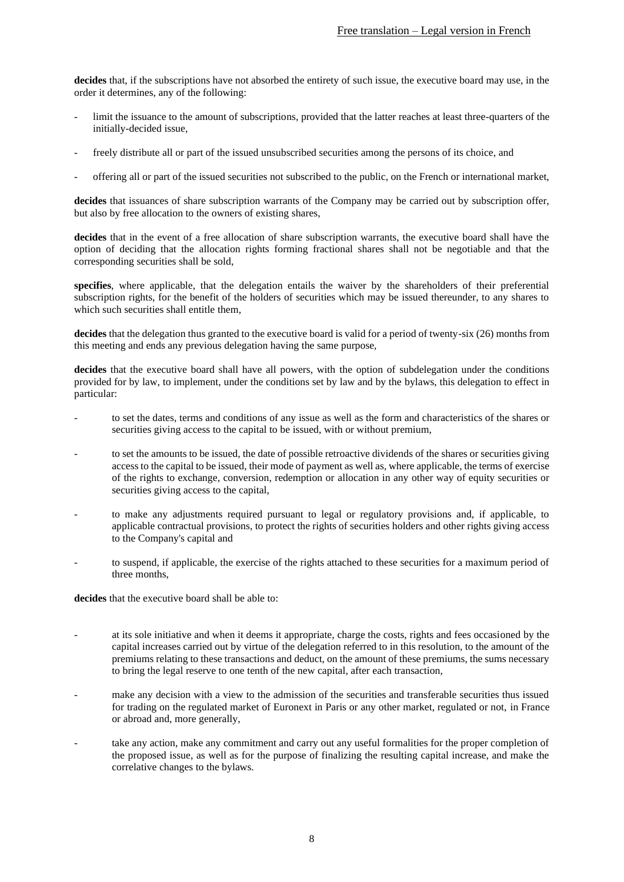**decides** that, if the subscriptions have not absorbed the entirety of such issue, the executive board may use, in the order it determines, any of the following:

- limit the issuance to the amount of subscriptions, provided that the latter reaches at least three-quarters of the initially-decided issue,
- freely distribute all or part of the issued unsubscribed securities among the persons of its choice, and
- offering all or part of the issued securities not subscribed to the public, on the French or international market,

**decides** that issuances of share subscription warrants of the Company may be carried out by subscription offer, but also by free allocation to the owners of existing shares,

**decides** that in the event of a free allocation of share subscription warrants, the executive board shall have the option of deciding that the allocation rights forming fractional shares shall not be negotiable and that the corresponding securities shall be sold,

**specifies**, where applicable, that the delegation entails the waiver by the shareholders of their preferential subscription rights, for the benefit of the holders of securities which may be issued thereunder, to any shares to which such securities shall entitle them,

**decides** that the delegation thus granted to the executive board is valid for a period of twenty-six (26) months from this meeting and ends any previous delegation having the same purpose,

**decides** that the executive board shall have all powers, with the option of subdelegation under the conditions provided for by law, to implement, under the conditions set by law and by the bylaws, this delegation to effect in particular:

- to set the dates, terms and conditions of any issue as well as the form and characteristics of the shares or securities giving access to the capital to be issued, with or without premium,
- to set the amounts to be issued, the date of possible retroactive dividends of the shares or securities giving access to the capital to be issued, their mode of payment as well as, where applicable, the terms of exercise of the rights to exchange, conversion, redemption or allocation in any other way of equity securities or securities giving access to the capital,
- to make any adjustments required pursuant to legal or regulatory provisions and, if applicable, to applicable contractual provisions, to protect the rights of securities holders and other rights giving access to the Company's capital and
- to suspend, if applicable, the exercise of the rights attached to these securities for a maximum period of three months,

**decides** that the executive board shall be able to:

- at its sole initiative and when it deems it appropriate, charge the costs, rights and fees occasioned by the capital increases carried out by virtue of the delegation referred to in this resolution, to the amount of the premiums relating to these transactions and deduct, on the amount of these premiums, the sums necessary to bring the legal reserve to one tenth of the new capital, after each transaction,
- make any decision with a view to the admission of the securities and transferable securities thus issued for trading on the regulated market of Euronext in Paris or any other market, regulated or not, in France or abroad and, more generally,
- take any action, make any commitment and carry out any useful formalities for the proper completion of the proposed issue, as well as for the purpose of finalizing the resulting capital increase, and make the correlative changes to the bylaws.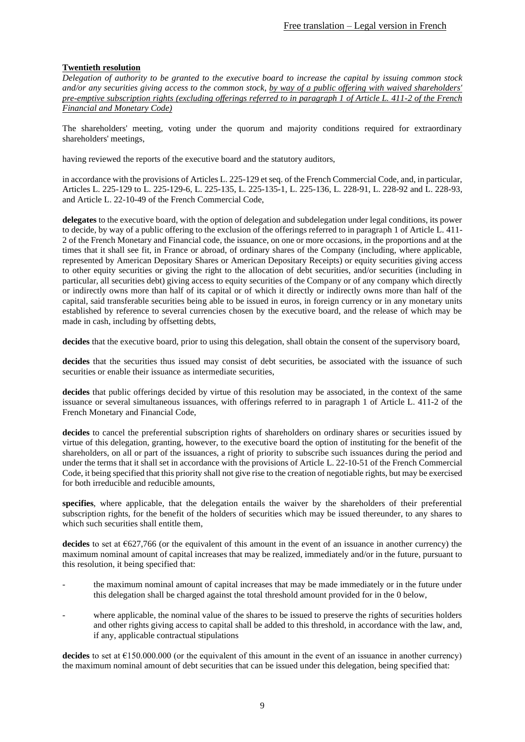**Twentieth resolution**

*Delegation of authority to be granted to the executive board to increase the capital by issuing common stock and/or any securities giving access to the common stock, by way of a public offering with waived shareholders' pre-emptive subscription rights (excluding offerings referred to in paragraph 1 of Article L. 411-2 of the French Financial and Monetary Code)*

The shareholders' meeting, voting under the quorum and majority conditions required for extraordinary shareholders' meetings,

having reviewed the reports of the executive board and the statutory auditors,

in accordance with the provisions of Articles L. 225-129 et seq. of the French Commercial Code, and, in particular, Articles L. 225-129 to L. 225-129-6, L. 225-135, L. 225-135-1, L. 225-136, L. 228-91, L. 228-92 and L. 228-93, and Article L. 22-10-49 of the French Commercial Code,

**delegates** to the executive board, with the option of delegation and subdelegation under legal conditions, its power to decide, by way of a public offering to the exclusion of the offerings referred to in paragraph 1 of Article L. 411-2 of the French Monetary and Financial code, the issuance, on one or more occasions, in the proportions and at the times that it shall see fit, in France or abroad, of ordinary shares of the Company (including, where applicable, represented by American Depositary Shares or American Depositary Receipts) or equity securities giving access to other equity securities or giving the right to the allocation of debt securities, and/or securities (including in particular, all securities debt) giving access to equity securities of the Company or of any company which directly or indirectly owns more than half of its capital or of which it directly or indirectly owns more than half of the capital, said transferable securities being able to be issued in euros, in foreign currency or in any monetary units established by reference to several currencies chosen by the executive board, and the release of which may be made in cash, including by offsetting debts,

**decides** that the executive board, prior to using this delegation, shall obtain the consent of the supervisory board,

**decides** that the securities thus issued may consist of debt securities, be associated with the issuance of such securities or enable their issuance as intermediate securities,

**decides** that public offerings decided by virtue of this resolution may be associated, in the context of the same issuance or several simultaneous issuances, with offerings referred to in paragraph 1 of Article L. 411-2 of the French Monetary and Financial Code,

**decides** to cancel the preferential subscription rights of shareholders on ordinary shares or securities issued by virtue of this delegation, granting, however, to the executive board the option of instituting for the benefit of the shareholders, on all or part of the issuances, a right of priority to subscribe such issuances during the period and under the terms that it shall set in accordance with the provisions of Article L. 22-10-51 of the French Commercial Code, it being specified that this priority shall not give rise to the creation of negotiable rights, but may be exercised for both irreducible and reducible amounts,

**specifies**, where applicable, that the delegation entails the waiver by the shareholders of their preferential subscription rights, for the benefit of the holders of securities which may be issued thereunder, to any shares to which such securities shall entitle them,

**decides** to set at €627,766 (or the equivalent of this amount in the event of an issuance in another currency) the maximum nominal amount of capital increases that may be realized, immediately and/or in the future, pursuant to this resolution, it being specified that:

- the maximum nominal amount of capital increases that may be made immediately or in the future under this delegation shall be charged against the total threshold amount provided for in the 0 below,
- where applicable, the nominal value of the shares to be issued to preserve the rights of securities holders and other rights giving access to capital shall be added to this threshold, in accordance with the law, and, if any, applicable contractual stipulations

**decides** to set at €150.000.000 (or the equivalent of this amount in the event of an issuance in another currency) the maximum nominal amount of debt securities that can be issued under this delegation, being specified that: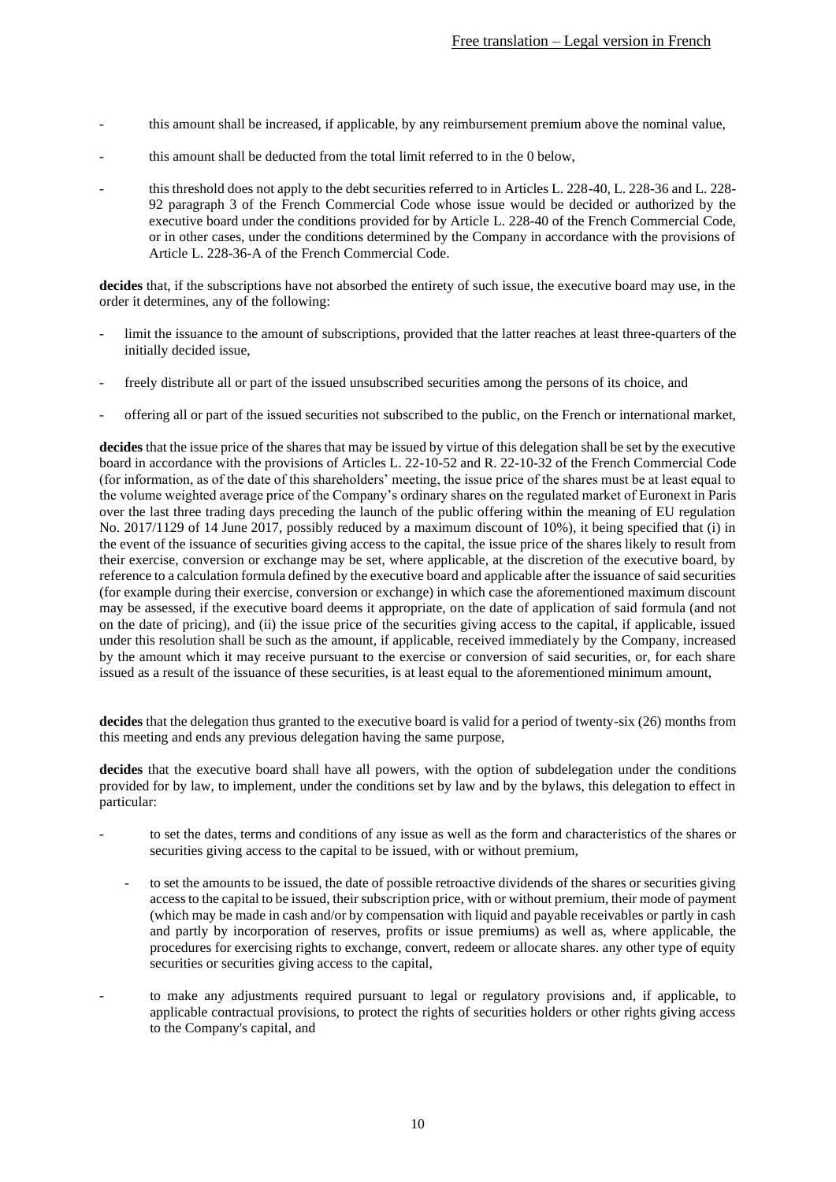- this amount shall be increased, if applicable, by any reimbursement premium above the nominal value,
- this amount shall be deducted from the total limit referred to in the 0 below,
- this threshold does not apply to the debt securities referred to in Articles L. 228-40, L. 228-36 and L. 228-92 paragraph 3 of the French Commercial Code whose issue would be decided or authorized by the executive board under the conditions provided for by Article L. 228-40 of the French Commercial Code, or in other cases, under the conditions determined by the Company in accordance with the provisions of Article L. 228-36-A of the French Commercial Code.

**decides** that, if the subscriptions have not absorbed the entirety of such issue, the executive board may use, in the order it determines, any of the following:

- limit the issuance to the amount of subscriptions, provided that the latter reaches at least three-quarters of the initially decided issue,
- freely distribute all or part of the issued unsubscribed securities among the persons of its choice, and
- offering all or part of the issued securities not subscribed to the public, on the French or international market,

**decides** that the issue price of the shares that may be issued by virtue of this delegation shall be set by the executive board in accordance with the provisions of Articles L. 22-10-52 and R. 22-10-32 of the French Commercial Code (for information, as of the date of this shareholders' meeting, the issue price of the shares must be at least equal to the volume weighted average price of the Company's ordinary shares on the regulated market of Euronext in Paris over the last three trading days preceding the launch of the public offering within the meaning of EU regulation No. 2017/1129 of 14 June 2017, possibly reduced by a maximum discount of 10%), it being specified that (i) in the event of the issuance of securities giving access to the capital, the issue price of the shares likely to result from their exercise, conversion or exchange may be set, where applicable, at the discretion of the executive board, by reference to a calculation formula defined by the executive board and applicable after the issuance of said securities (for example during their exercise, conversion or exchange) in which case the aforementioned maximum discount may be assessed, if the executive board deems it appropriate, on the date of application of said formula (and not on the date of pricing), and (ii) the issue price of the securities giving access to the capital, if applicable, issued under this resolution shall be such as the amount, if applicable, received immediately by the Company, increased by the amount which it may receive pursuant to the exercise or conversion of said securities, or, for each share issued as a result of the issuance of these securities, is at least equal to the aforementioned minimum amount,

**decides** that the delegation thus granted to the executive board is valid for a period of twenty-six (26) months from this meeting and ends any previous delegation having the same purpose,

**decides** that the executive board shall have all powers, with the option of subdelegation under the conditions provided for by law, to implement, under the conditions set by law and by the bylaws, this delegation to effect in particular:

- to set the dates, terms and conditions of any issue as well as the form and characteristics of the shares or securities giving access to the capital to be issued, with or without premium,
    - to set the amounts to be issued, the date of possible retroactive dividends of the shares or securities giving access to the capital to be issued, their subscription price, with or without premium, their mode of payment (which may be made in cash and/or by compensation with liquid and payable receivables or partly in cash and partly by incorporation of reserves, profits or issue premiums) as well as, where applicable, the procedures for exercising rights to exchange, convert, redeem or allocate shares. any other type of equity securities or securities giving access to the capital,
- to make any adjustments required pursuant to legal or regulatory provisions and, if applicable, to applicable contractual provisions, to protect the rights of securities holders or other rights giving access to the Company's capital, and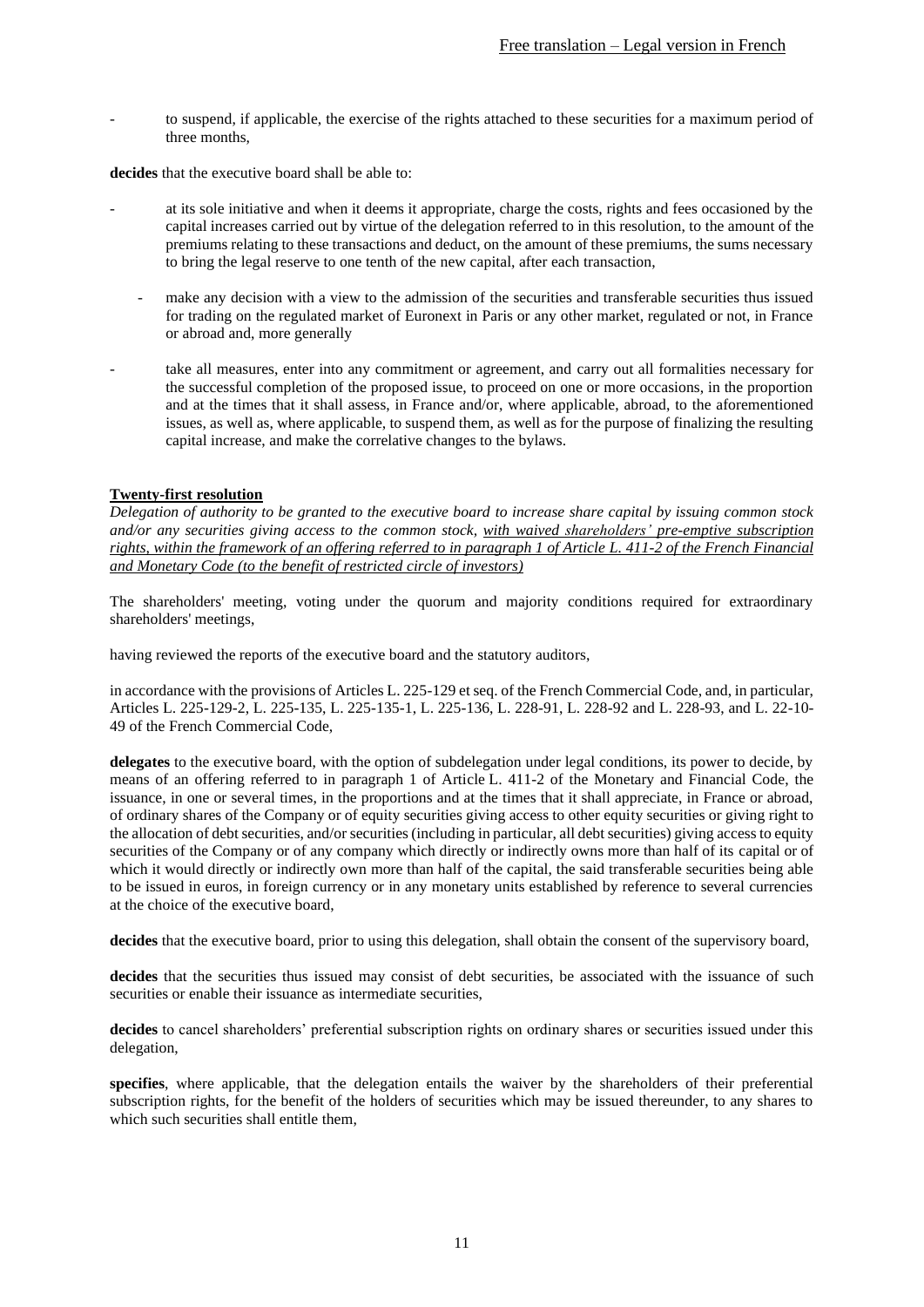- to suspend, if applicable, the exercise of the rights attached to these securities for a maximum period of three months,

**decides** that the executive board shall be able to:

- at its sole initiative and when it deems it appropriate, charge the costs, rights and fees occasioned by the capital increases carried out by virtue of the delegation referred to in this resolution, to the amount of the premiums relating to these transactions and deduct, on the amount of these premiums, the sums necessary to bring the legal reserve to one tenth of the new capital, after each transaction,
- make any decision with a view to the admission of the securities and transferable securities thus issued for trading on the regulated market of Euronext in Paris or any other market, regulated or not, in France or abroad and, more generally
- take all measures, enter into any commitment or agreement, and carry out all formalities necessary for the successful completion of the proposed issue, to proceed on one or more occasions, in the proportion and at the times that it shall assess, in France and/or, where applicable, abroad, to the aforementioned issues, as well as, where applicable, to suspend them, as well as for the purpose of finalizing the resulting capital increase, and make the correlative changes to the bylaws.

**Twenty-first resolution**

*Delegation of authority to be granted to the executive board to increase share capital by issuing common stock and/or any securities giving access to the common stock, with waived shareholders' pre-emptive subscription rights, within the framework of an offering referred to in paragraph 1 of Article L. 411-2 of the French Financial and Monetary Code (to the benefit of restricted circle of investors)*

The shareholders' meeting, voting under the quorum and majority conditions required for extraordinary shareholders' meetings,

having reviewed the reports of the executive board and the statutory auditors,

in accordance with the provisions of Articles L. 225-129 et seq. of the French Commercial Code, and, in particular, Articles L. 225-129-2, L. 225-135, L. 225-135-1, L. 225-136, L. 228-91, L. 228-92 and L. 228-93, and L. 22-10-49 of the French Commercial Code,

**delegates** to the executive board, with the option of subdelegation under legal conditions, its power to decide, by means of an offering referred to in paragraph 1 of Article L. 411-2 of the Monetary and Financial Code, the issuance, in one or several times, in the proportions and at the times that it shall appreciate, in France or abroad, of ordinary shares of the Company or of equity securities giving access to other equity securities or giving right to the allocation of debt securities, and/or securities (including in particular, all debt securities) giving access to equity securities of the Company or of any company which directly or indirectly owns more than half of its capital or of which it would directly or indirectly own more than half of the capital, the said transferable securities being able to be issued in euros, in foreign currency or in any monetary units established by reference to several currencies at the choice of the executive board,

**decides** that the executive board, prior to using this delegation, shall obtain the consent of the supervisory board,

**decides** that the securities thus issued may consist of debt securities, be associated with the issuance of such securities or enable their issuance as intermediate securities,

**decides** to cancel shareholders' preferential subscription rights on ordinary shares or securities issued under this delegation,

**specifies**, where applicable, that the delegation entails the waiver by the shareholders of their preferential subscription rights, for the benefit of the holders of securities which may be issued thereunder, to any shares to which such securities shall entitle them,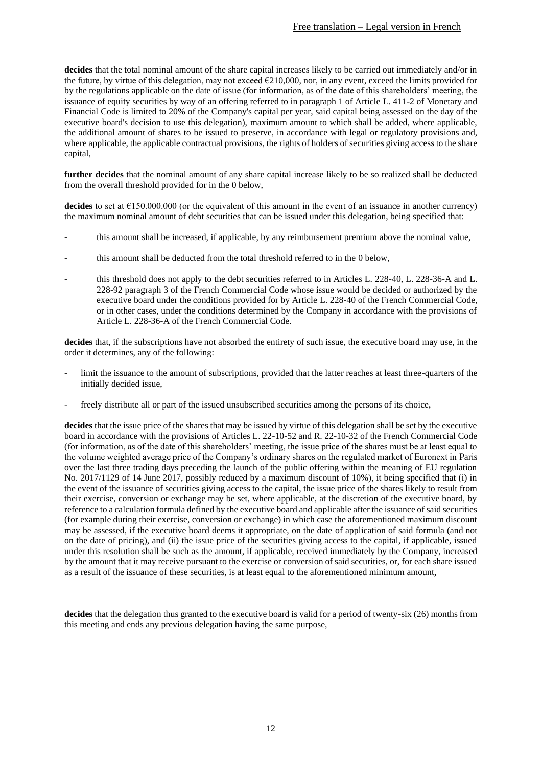**decides** that the total nominal amount of the share capital increases likely to be carried out immediately and/or in the future, by virtue of this delegation, may not exceed €210,000, nor, in any event, exceed the limits provided for by the regulations applicable on the date of issue (for information, as of the date of this shareholders' meeting, the issuance of equity securities by way of an offering referred to in paragraph 1 of Article L. 411-2 of Monetary and Financial Code is limited to 20% of the Company's capital per year, said capital being assessed on the day of the executive board's decision to use this delegation), maximum amount to which shall be added, where applicable, the additional amount of shares to be issued to preserve, in accordance with legal or regulatory provisions and, where applicable, the applicable contractual provisions, the rights of holders of securities giving access to the share capital,

**further decides** that the nominal amount of any share capital increase likely to be so realized shall be deducted from the overall threshold provided for in the 0 below,

**decides** to set at €150.000.000 (or the equivalent of this amount in the event of an issuance in another currency) the maximum nominal amount of debt securities that can be issued under this delegation, being specified that:

- this amount shall be increased, if applicable, by any reimbursement premium above the nominal value,
- this amount shall be deducted from the total threshold referred to in the 0 below,
- this threshold does not apply to the debt securities referred to in Articles L. 228-40, L. 228-36-A and L. 228-92 paragraph 3 of the French Commercial Code whose issue would be decided or authorized by the executive board under the conditions provided for by Article L. 228-40 of the French Commercial Code, or in other cases, under the conditions determined by the Company in accordance with the provisions of Article L. 228-36-A of the French Commercial Code.

**decides** that, if the subscriptions have not absorbed the entirety of such issue, the executive board may use, in the order it determines, any of the following:

- limit the issuance to the amount of subscriptions, provided that the latter reaches at least three-quarters of the initially decided issue,
- freely distribute all or part of the issued unsubscribed securities among the persons of its choice,

**decides** that the issue price of the shares that may be issued by virtue of this delegation shall be set by the executive board in accordance with the provisions of Articles L. 22-10-52 and R. 22-10-32 of the French Commercial Code (for information, as of the date of this shareholders' meeting, the issue price of the shares must be at least equal to the volume weighted average price of the Company's ordinary shares on the regulated market of Euronext in Paris over the last three trading days preceding the launch of the public offering within the meaning of EU regulation No. 2017/1129 of 14 June 2017, possibly reduced by a maximum discount of 10%), it being specified that (i) in the event of the issuance of securities giving access to the capital, the issue price of the shares likely to result from their exercise, conversion or exchange may be set, where applicable, at the discretion of the executive board, by reference to a calculation formula defined by the executive board and applicable after the issuance of said securities (for example during their exercise, conversion or exchange) in which case the aforementioned maximum discount may be assessed, if the executive board deems it appropriate, on the date of application of said formula (and not on the date of pricing), and (ii) the issue price of the securities giving access to the capital, if applicable, issued under this resolution shall be such as the amount, if applicable, received immediately by the Company, increased by the amount that it may receive pursuant to the exercise or conversion of said securities, or, for each share issued as a result of the issuance of these securities, is at least equal to the aforementioned minimum amount,

**decides** that the delegation thus granted to the executive board is valid for a period of twenty-six (26) months from this meeting and ends any previous delegation having the same purpose,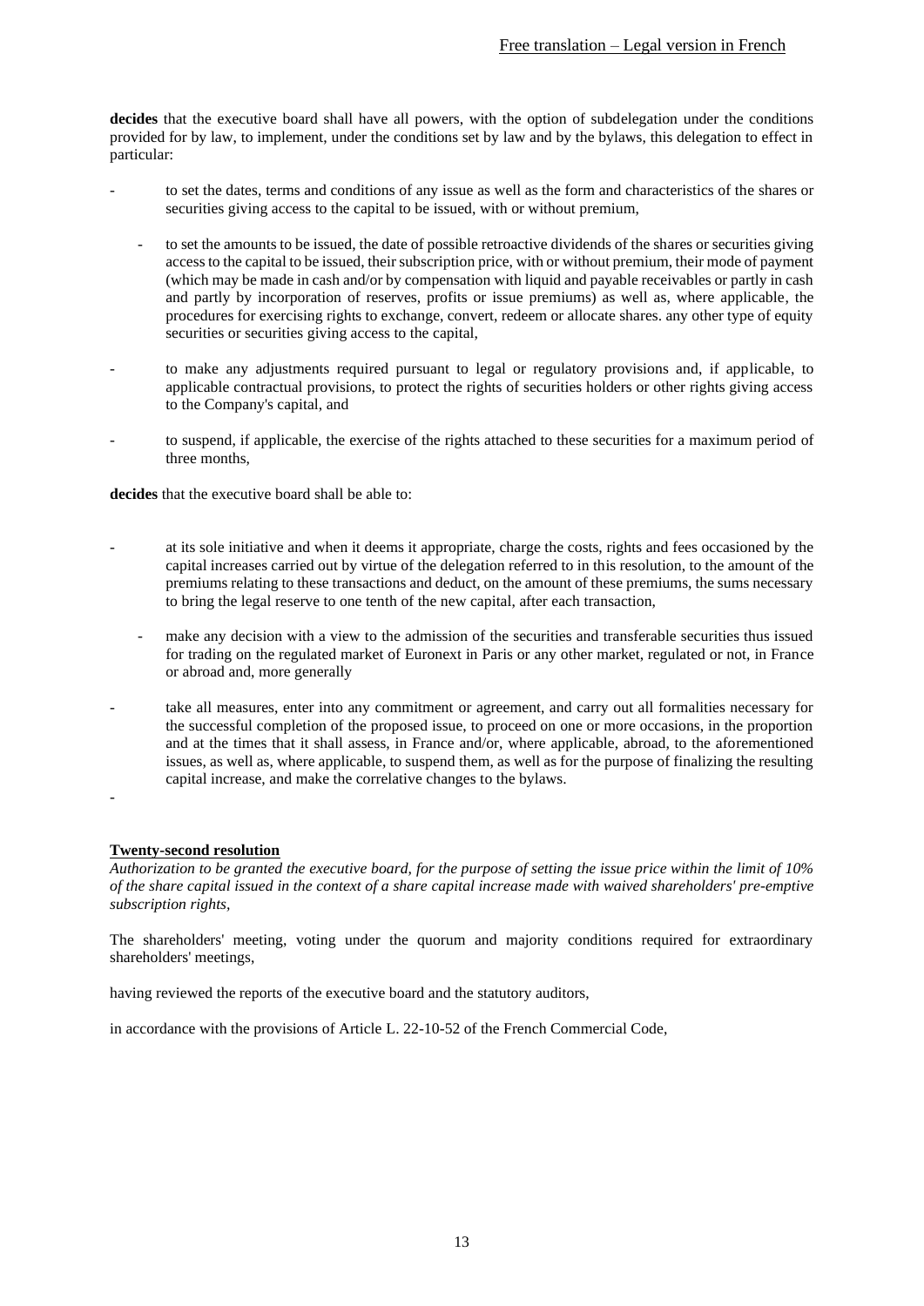**decides** that the executive board shall have all powers, with the option of subdelegation under the conditions provided for by law, to implement, under the conditions set by law and by the bylaws, this delegation to effect in particular:

- to set the dates, terms and conditions of any issue as well as the form and characteristics of the shares or securities giving access to the capital to be issued, with or without premium,
- to set the amounts to be issued, the date of possible retroactive dividends of the shares or securities giving access to the capital to be issued, their subscription price, with or without premium, their mode of payment (which may be made in cash and/or by compensation with liquid and payable receivables or partly in cash and partly by incorporation of reserves, profits or issue premiums) as well as, where applicable, the procedures for exercising rights to exchange, convert, redeem or allocate shares. any other type of equity securities or securities giving access to the capital,
- to make any adjustments required pursuant to legal or regulatory provisions and, if applicable, to applicable contractual provisions, to protect the rights of securities holders or other rights giving access to the Company's capital, and
- to suspend, if applicable, the exercise of the rights attached to these securities for a maximum period of three months,

**decides** that the executive board shall be able to:

- at its sole initiative and when it deems it appropriate, charge the costs, rights and fees occasioned by the capital increases carried out by virtue of the delegation referred to in this resolution, to the amount of the premiums relating to these transactions and deduct, on the amount of these premiums, the sums necessary to bring the legal reserve to one tenth of the new capital, after each transaction,
- make any decision with a view to the admission of the securities and transferable securities thus issued for trading on the regulated market of Euronext in Paris or any other market, regulated or not, in France or abroad and, more generally
- take all measures, enter into any commitment or agreement, and carry out all formalities necessary for the successful completion of the proposed issue, to proceed on one or more occasions, in the proportion and at the times that it shall assess, in France and/or, where applicable, abroad, to the aforementioned issues, as well as, where applicable, to suspend them, as well as for the purpose of finalizing the resulting capital increase, and make the correlative changes to the bylaws.
-

**Twenty-second resolution**

*Authorization to be granted the executive board, for the purpose of setting the issue price within the limit of 10% of the share capital issued in the context of a share capital increase made with waived shareholders' pre-emptive subscription rights,*

The shareholders' meeting, voting under the quorum and majority conditions required for extraordinary shareholders' meetings,

having reviewed the reports of the executive board and the statutory auditors,

in accordance with the provisions of Article L. 22-10-52 of the French Commercial Code,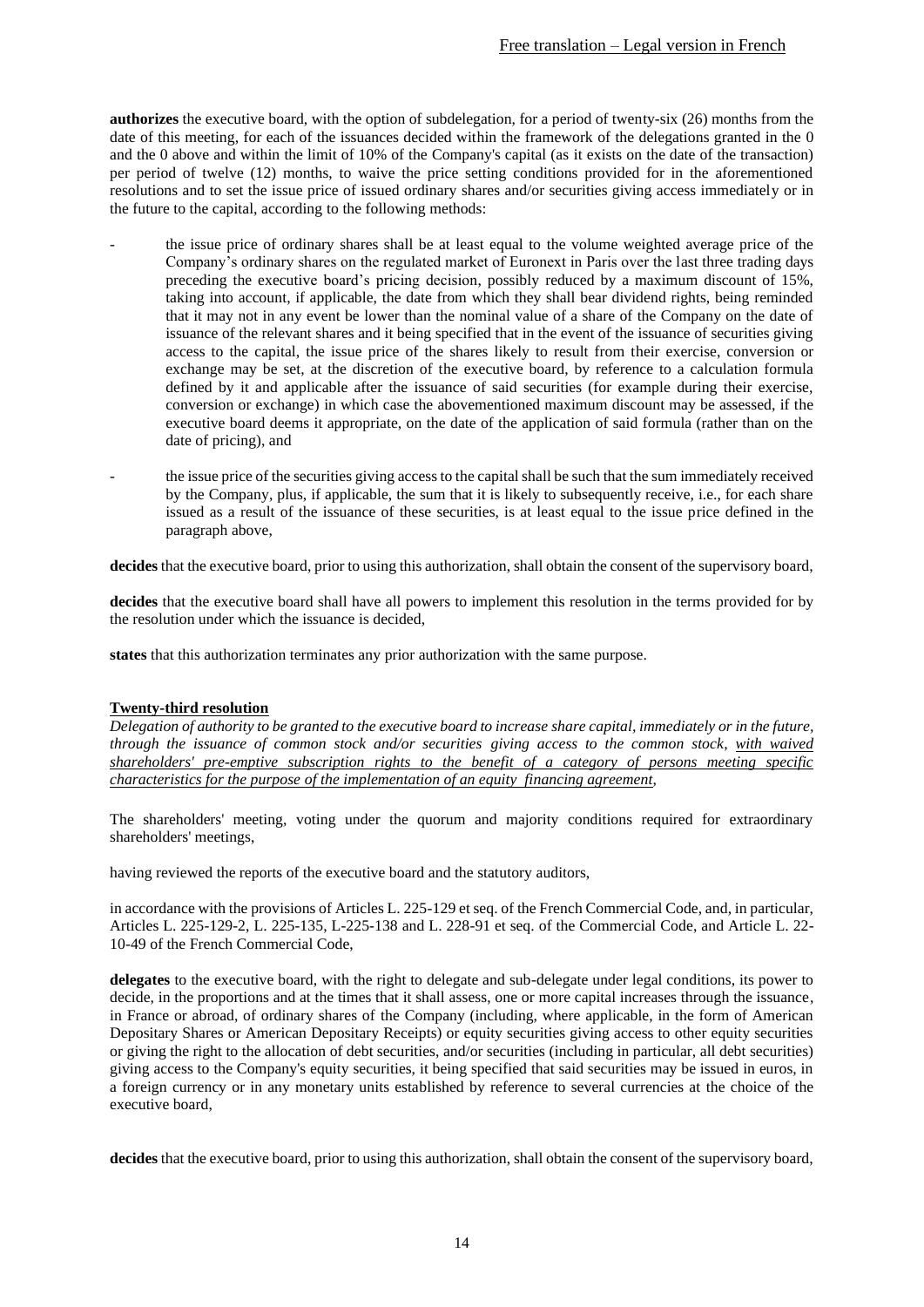**authorizes** the executive board, with the option of subdelegation, for a period of twenty-six (26) months from the date of this meeting, for each of the issuances decided within the framework of the delegations granted in the 0 and the 0 above and within the limit of 10% of the Company's capital (as it exists on the date of the transaction) per period of twelve (12) months, to waive the price setting conditions provided for in the aforementioned resolutions and to set the issue price of issued ordinary shares and/or securities giving access immediately or in the future to the capital, according to the following methods:

- the issue price of ordinary shares shall be at least equal to the volume weighted average price of the Company's ordinary shares on the regulated market of Euronext in Paris over the last three trading days preceding the executive board's pricing decision, possibly reduced by a maximum discount of 15%, taking into account, if applicable, the date from which they shall bear dividend rights, being reminded that it may not in any event be lower than the nominal value of a share of the Company on the date of issuance of the relevant shares and it being specified that in the event of the issuance of securities giving access to the capital, the issue price of the shares likely to result from their exercise, conversion or exchange may be set, at the discretion of the executive board, by reference to a calculation formula defined by it and applicable after the issuance of said securities (for example during their exercise, conversion or exchange) in which case the abovementioned maximum discount may be assessed, if the executive board deems it appropriate, on the date of the application of said formula (rather than on the date of pricing), and

- the issue price of the securities giving access to the capital shall be such that the sum immediately received by the Company, plus, if applicable, the sum that it is likely to subsequently receive, i.e., for each share issued as a result of the issuance of these securities, is at least equal to the issue price defined in the paragraph above,

**decides** that the executive board, prior to using this authorization, shall obtain the consent of the supervisory board,

**decides** that the executive board shall have all powers to implement this resolution in the terms provided for by the resolution under which the issuance is decided,

**states** that this authorization terminates any prior authorization with the same purpose.

## Twenty-third resolution

*Delegation of authority to be granted to the executive board to increase share capital, immediately or in the future, through the issuance of common stock and/or securities giving access to the common stock, with waived shareholders' pre-emptive subscription rights to the benefit of a category of persons meeting specific characteristics for the purpose of the implementation of an equity financing agreement,*

The shareholders' meeting, voting under the quorum and majority conditions required for extraordinary shareholders' meetings,

having reviewed the reports of the executive board and the statutory auditors,

in accordance with the provisions of Articles L. 225-129 et seq. of the French Commercial Code, and, in particular, Articles L. 225-129-2, L. 225-135, L-225-138 and L. 228-91 et seq. of the Commercial Code, and Article L. 22-10-49 of the French Commercial Code,

**delegates** to the executive board, with the right to delegate and sub-delegate under legal conditions, its power to decide, in the proportions and at the times that it shall assess, one or more capital increases through the issuance, in France or abroad, of ordinary shares of the Company (including, where applicable, in the form of American Depositary Shares or American Depositary Receipts) or equity securities giving access to other equity securities or giving the right to the allocation of debt securities, and/or securities (including in particular, all debt securities) giving access to the Company's equity securities, it being specified that said securities may be issued in euros, in a foreign currency or in any monetary units established by reference to several currencies at the choice of the executive board,

**decides** that the executive board, prior to using this authorization, shall obtain the consent of the supervisory board,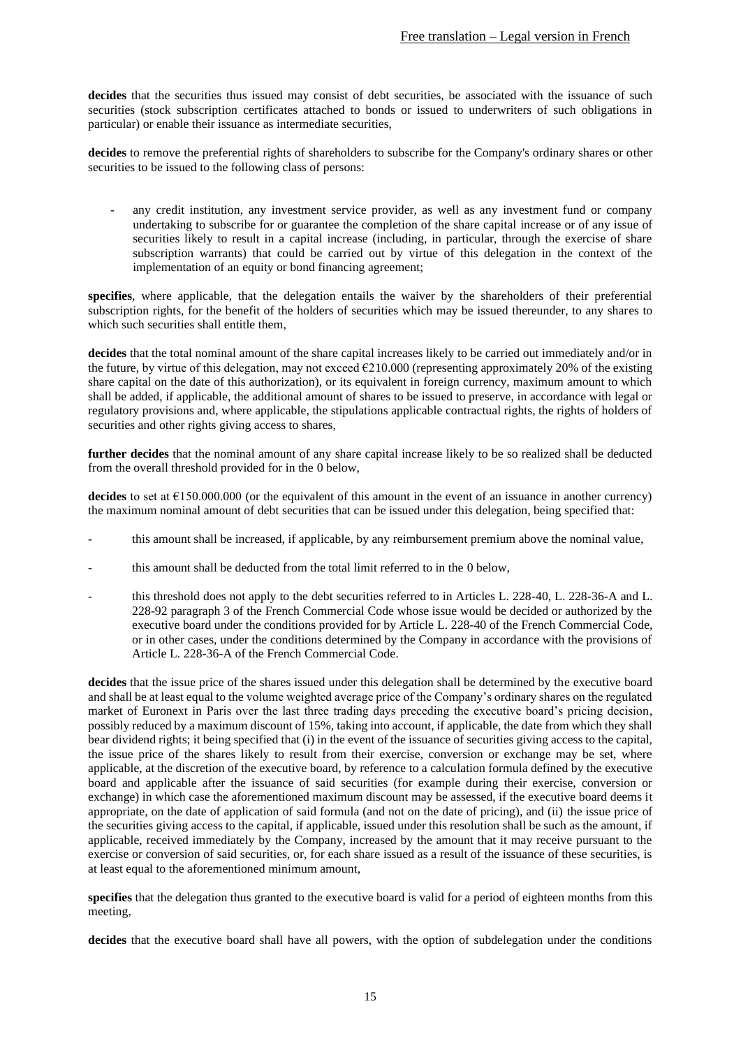Free translation – Legal version in French

**decides** that the securities thus issued may consist of debt securities, be associated with the issuance of such securities (stock subscription certificates attached to bonds or issued to underwriters of such obligations in particular) or enable their issuance as intermediate securities,

**decides** to remove the preferential rights of shareholders to subscribe for the Company's ordinary shares or other securities to be issued to the following class of persons:

- any credit institution, any investment service provider, as well as any investment fund or company undertaking to subscribe for or guarantee the completion of the share capital increase or of any issue of securities likely to result in a capital increase (including, in particular, through the exercise of share subscription warrants) that could be carried out by virtue of this delegation in the context of the implementation of an equity or bond financing agreement;

**specifies**, where applicable, that the delegation entails the waiver by the shareholders of their preferential subscription rights, for the benefit of the holders of securities which may be issued thereunder, to any shares to which such securities shall entitle them,

**decides** that the total nominal amount of the share capital increases likely to be carried out immediately and/or in the future, by virtue of this delegation, may not exceed €210.000 (representing approximately 20% of the existing share capital on the date of this authorization), or its equivalent in foreign currency, maximum amount to which shall be added, if applicable, the additional amount of shares to be issued to preserve, in accordance with legal or regulatory provisions and, where applicable, the stipulations applicable contractual rights, the rights of holders of securities and other rights giving access to shares,

**further decides** that the nominal amount of any share capital increase likely to be so realized shall be deducted from the overall threshold provided for in the 0 below,

**decides** to set at €150.000.000 (or the equivalent of this amount in the event of an issuance in another currency) the maximum nominal amount of debt securities that can be issued under this delegation, being specified that:

- this amount shall be increased, if applicable, by any reimbursement premium above the nominal value,
- this amount shall be deducted from the total limit referred to in the 0 below,
- this threshold does not apply to the debt securities referred to in Articles L. 228-40, L. 228-36-A and L. 228-92 paragraph 3 of the French Commercial Code whose issue would be decided or authorized by the executive board under the conditions provided for by Article L. 228-40 of the French Commercial Code, or in other cases, under the conditions determined by the Company in accordance with the provisions of Article L. 228-36-A of the French Commercial Code.

**decides** that the issue price of the shares issued under this delegation shall be determined by the executive board and shall be at least equal to the volume weighted average price of the Company's ordinary shares on the regulated market of Euronext in Paris over the last three trading days preceding the executive board's pricing decision, possibly reduced by a maximum discount of 15%, taking into account, if applicable, the date from which they shall bear dividend rights; it being specified that (i) in the event of the issuance of securities giving access to the capital, the issue price of the shares likely to result from their exercise, conversion or exchange may be set, where applicable, at the discretion of the executive board, by reference to a calculation formula defined by the executive board and applicable after the issuance of said securities (for example during their exercise, conversion or exchange) in which case the aforementioned maximum discount may be assessed, if the executive board deems it appropriate, on the date of application of said formula (and not on the date of pricing), and (ii) the issue price of the securities giving access to the capital, if applicable, issued under this resolution shall be such as the amount, if applicable, received immediately by the Company, increased by the amount that it may receive pursuant to the exercise or conversion of said securities, or, for each share issued as a result of the issuance of these securities, is at least equal to the aforementioned minimum amount,

**specifies** that the delegation thus granted to the executive board is valid for a period of eighteen months from this meeting,

**decides** that the executive board shall have all powers, with the option of subdelegation under the conditions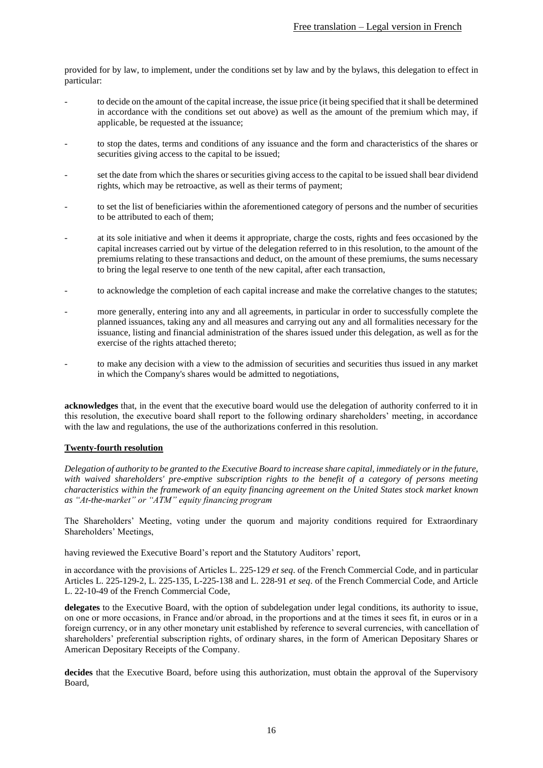provided for by law, to implement, under the conditions set by law and by the bylaws, this delegation to effect in particular:

- to decide on the amount of the capital increase, the issue price (it being specified that it shall be determined in accordance with the conditions set out above) as well as the amount of the premium which may, if applicable, be requested at the issuance;
- to stop the dates, terms and conditions of any issuance and the form and characteristics of the shares or securities giving access to the capital to be issued;
- set the date from which the shares or securities giving access to the capital to be issued shall bear dividend rights, which may be retroactive, as well as their terms of payment;
- to set the list of beneficiaries within the aforementioned category of persons and the number of securities to be attributed to each of them;
- at its sole initiative and when it deems it appropriate, charge the costs, rights and fees occasioned by the capital increases carried out by virtue of the delegation referred to in this resolution, to the amount of the premiums relating to these transactions and deduct, on the amount of these premiums, the sums necessary to bring the legal reserve to one tenth of the new capital, after each transaction,
- to acknowledge the completion of each capital increase and make the correlative changes to the statutes;
- more generally, entering into any and all agreements, in particular in order to successfully complete the planned issuances, taking any and all measures and carrying out any and all formalities necessary for the issuance, listing and financial administration of the shares issued under this delegation, as well as for the exercise of the rights attached thereto;
- to make any decision with a view to the admission of securities and securities thus issued in any market in which the Company's shares would be admitted to negotiations,

**acknowledges** that, in the event that the executive board would use the delegation of authority conferred to it in this resolution, the executive board shall report to the following ordinary shareholders' meeting, in accordance with the law and regulations, the use of the authorizations conferred in this resolution.

**Twenty-fourth resolution**

*Delegation of authority to be granted to the Executive Board to increase share capital, immediately or in the future, with waived shareholders' pre-emptive subscription rights to the benefit of a category of persons meeting characteristics within the framework of an equity financing agreement on the United States stock market known as "At-the-market" or "ATM" equity financing program*

The Shareholders' Meeting, voting under the quorum and majority conditions required for Extraordinary Shareholders' Meetings,

having reviewed the Executive Board's report and the Statutory Auditors' report,

in accordance with the provisions of Articles L. 225-129 *et seq*. of the French Commercial Code, and in particular Articles L. 225-129-2, L. 225-135, L-225-138 and L. 228-91 *et seq*. of the French Commercial Code, and Article L. 22-10-49 of the French Commercial Code,

**delegates** to the Executive Board, with the option of subdelegation under legal conditions, its authority to issue, on one or more occasions, in France and/or abroad, in the proportions and at the times it sees fit, in euros or in a foreign currency, or in any other monetary unit established by reference to several currencies, with cancellation of shareholders' preferential subscription rights, of ordinary shares, in the form of American Depositary Shares or American Depositary Receipts of the Company.

**decides** that the Executive Board, before using this authorization, must obtain the approval of the Supervisory Board,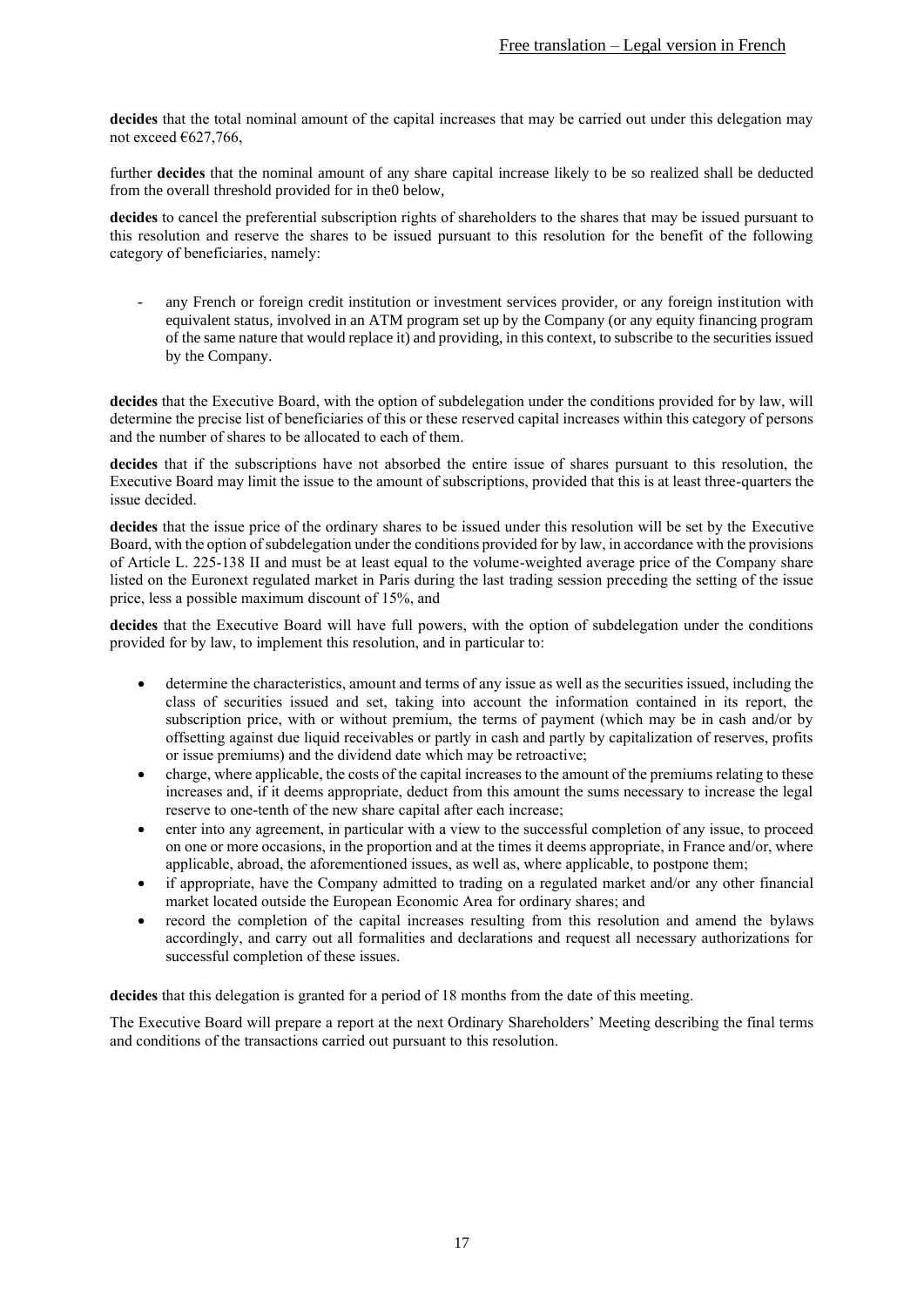**decides** that the total nominal amount of the capital increases that may be carried out under this delegation may not exceed €627,766,

further **decides** that the nominal amount of any share capital increase likely to be so realized shall be deducted from the overall threshold provided for in the0 below,

**decides** to cancel the preferential subscription rights of shareholders to the shares that may be issued pursuant to this resolution and reserve the shares to be issued pursuant to this resolution for the benefit of the following category of beneficiaries, namely:

- any French or foreign credit institution or investment services provider, or any foreign institution with equivalent status, involved in an ATM program set up by the Company (or any equity financing program of the same nature that would replace it) and providing, in this context, to subscribe to the securities issued by the Company.

**decides** that the Executive Board, with the option of subdelegation under the conditions provided for by law, will determine the precise list of beneficiaries of this or these reserved capital increases within this category of persons and the number of shares to be allocated to each of them.

**decides** that if the subscriptions have not absorbed the entire issue of shares pursuant to this resolution, the Executive Board may limit the issue to the amount of subscriptions, provided that this is at least three-quarters the issue decided.

**decides** that the issue price of the ordinary shares to be issued under this resolution will be set by the Executive Board, with the option of subdelegation under the conditions provided for by law, in accordance with the provisions of Article L. 225-138 II and must be at least equal to the volume-weighted average price of the Company share listed on the Euronext regulated market in Paris during the last trading session preceding the setting of the issue price, less a possible maximum discount of 15%, and

**decides** that the Executive Board will have full powers, with the option of subdelegation under the conditions provided for by law, to implement this resolution, and in particular to:

- determine the characteristics, amount and terms of any issue as well as the securities issued, including the class of securities issued and set, taking into account the information contained in its report, the subscription price, with or without premium, the terms of payment (which may be in cash and/or by offsetting against due liquid receivables or partly in cash and partly by capitalization of reserves, profits or issue premiums) and the dividend date which may be retroactive;
- charge, where applicable, the costs of the capital increases to the amount of the premiums relating to these increases and, if it deems appropriate, deduct from this amount the sums necessary to increase the legal reserve to one-tenth of the new share capital after each increase;
- enter into any agreement, in particular with a view to the successful completion of any issue, to proceed on one or more occasions, in the proportion and at the times it deems appropriate, in France and/or, where applicable, abroad, the aforementioned issues, as well as, where applicable, to postpone them;
- if appropriate, have the Company admitted to trading on a regulated market and/or any other financial market located outside the European Economic Area for ordinary shares; and
- record the completion of the capital increases resulting from this resolution and amend the bylaws accordingly, and carry out all formalities and declarations and request all necessary authorizations for successful completion of these issues.

**decides** that this delegation is granted for a period of 18 months from the date of this meeting.

The Executive Board will prepare a report at the next Ordinary Shareholders' Meeting describing the final terms and conditions of the transactions carried out pursuant to this resolution.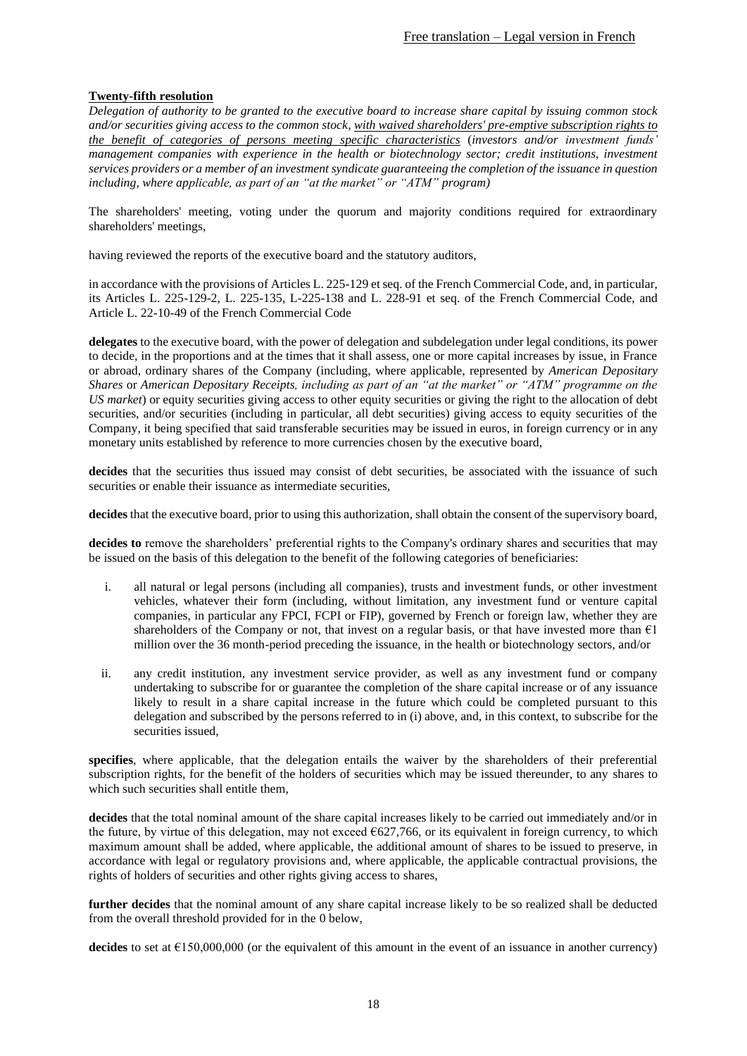**Twenty-fifth resolution**

*Delegation of authority to be granted to the executive board to increase share capital by issuing common stock and/or securities giving access to the common stock, <u>with waived shareholders' pre-emptive subscription rights to the benefit of categories of persons meeting specific characteristics</u> (investors and/or investment funds' management companies with experience in the health or biotechnology sector; credit institutions, investment services providers or a member of an investment syndicate guaranteeing the completion of the issuance in question including, where applicable, as part of an "at the market" or "ATM" program)*

The shareholders' meeting, voting under the quorum and majority conditions required for extraordinary shareholders' meetings,

having reviewed the reports of the executive board and the statutory auditors,

in accordance with the provisions of Articles L. 225-129 et seq. of the French Commercial Code, and, in particular, its Articles L. 225-129-2, L. 225-135, L-225-138 and L. 228-91 et seq. of the French Commercial Code, and Article L. 22-10-49 of the French Commercial Code

**delegates** to the executive board, with the power of delegation and subdelegation under legal conditions, its power to decide, in the proportions and at the times that it shall assess, one or more capital increases by issue, in France or abroad, ordinary shares of the Company (including, where applicable, represented by *American Depositary Shares* or *American Depositary Receipts, including as part of an "at the market" or "ATM" programme on the US market*) or equity securities giving access to other equity securities or giving the right to the allocation of debt securities, and/or securities (including in particular, all debt securities) giving access to equity securities of the Company, it being specified that said transferable securities may be issued in euros, in foreign currency or in any monetary units established by reference to more currencies chosen by the executive board,

**decides** that the securities thus issued may consist of debt securities, be associated with the issuance of such securities or enable their issuance as intermediate securities,

**decides** that the executive board, prior to using this authorization, shall obtain the consent of the supervisory board,

**decides to** remove the shareholders' preferential rights to the Company's ordinary shares and securities that may be issued on the basis of this delegation to the benefit of the following categories of beneficiaries:

i. all natural or legal persons (including all companies), trusts and investment funds, or other investment vehicles, whatever their form (including, without limitation, any investment fund or venture capital companies, in particular any FPCI, FCPI or FIP), governed by French or foreign law, whether they are shareholders of the Company or not, that invest on a regular basis, or that have invested more than €1 million over the 36 month-period preceding the issuance, in the health or biotechnology sectors, and/or

ii. any credit institution, any investment service provider, as well as any investment fund or company undertaking to subscribe for or guarantee the completion of the share capital increase or of any issuance likely to result in a share capital increase in the future which could be completed pursuant to this delegation and subscribed by the persons referred to in (i) above, and, in this context, to subscribe for the securities issued,

**specifies**, where applicable, that the delegation entails the waiver by the shareholders of their preferential subscription rights, for the benefit of the holders of securities which may be issued thereunder, to any shares to which such securities shall entitle them,

**decides** that the total nominal amount of the share capital increases likely to be carried out immediately and/or in the future, by virtue of this delegation, may not exceed €627,766, or its equivalent in foreign currency, to which maximum amount shall be added, where applicable, the additional amount of shares to be issued to preserve, in accordance with legal or regulatory provisions and, where applicable, the applicable contractual provisions, the rights of holders of securities and other rights giving access to shares,

**further decides** that the nominal amount of any share capital increase likely to be so realized shall be deducted from the overall threshold provided for in the 0 below,

**decides** to set at €150,000,000 (or the equivalent of this amount in the event of an issuance in another currency)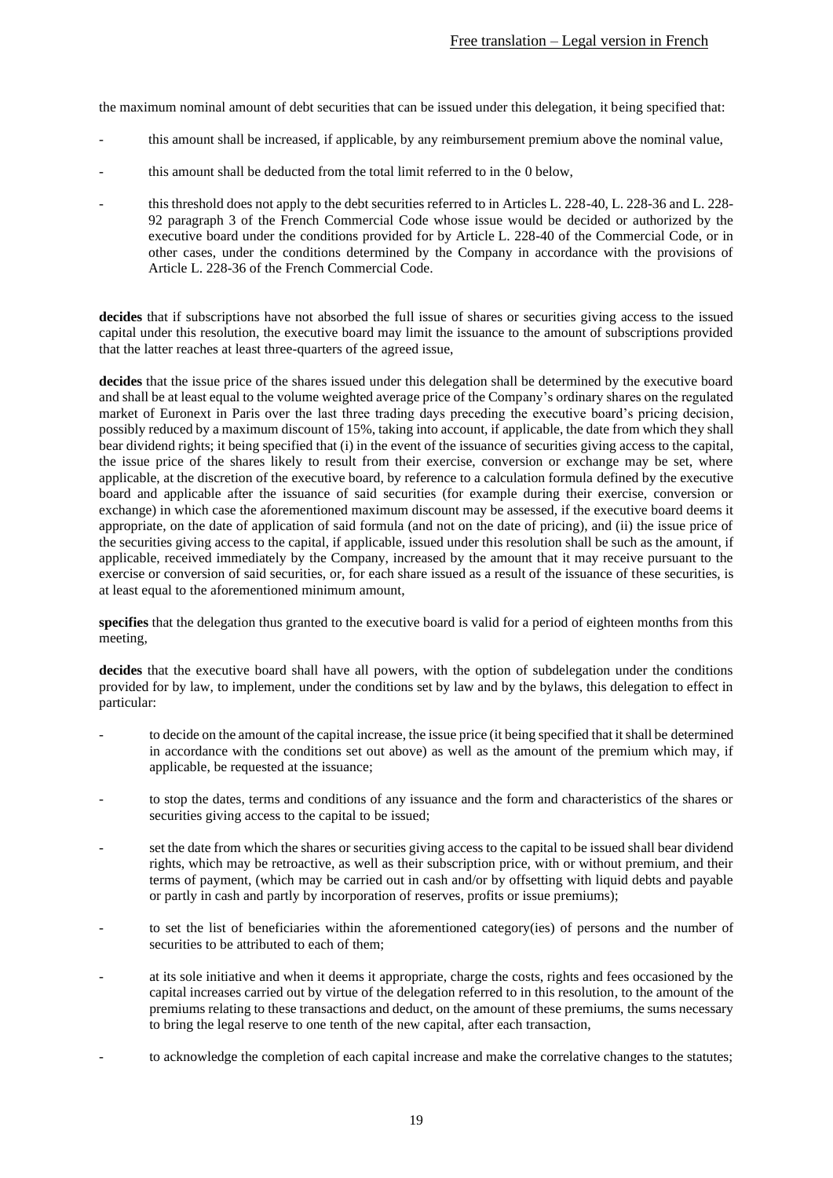the maximum nominal amount of debt securities that can be issued under this delegation, it being specified that:

- this amount shall be increased, if applicable, by any reimbursement premium above the nominal value,
- this amount shall be deducted from the total limit referred to in the 0 below,
- this threshold does not apply to the debt securities referred to in Articles L. 228-40, L. 228-36 and L. 228-92 paragraph 3 of the French Commercial Code whose issue would be decided or authorized by the executive board under the conditions provided for by Article L. 228-40 of the Commercial Code, or in other cases, under the conditions determined by the Company in accordance with the provisions of Article L. 228-36 of the French Commercial Code.

**decides** that if subscriptions have not absorbed the full issue of shares or securities giving access to the issued capital under this resolution, the executive board may limit the issuance to the amount of subscriptions provided that the latter reaches at least three-quarters of the agreed issue,

**decides** that the issue price of the shares issued under this delegation shall be determined by the executive board and shall be at least equal to the volume weighted average price of the Company's ordinary shares on the regulated market of Euronext in Paris over the last three trading days preceding the executive board's pricing decision, possibly reduced by a maximum discount of 15%, taking into account, if applicable, the date from which they shall bear dividend rights; it being specified that (i) in the event of the issuance of securities giving access to the capital, the issue price of the shares likely to result from their exercise, conversion or exchange may be set, where applicable, at the discretion of the executive board, by reference to a calculation formula defined by the executive board and applicable after the issuance of said securities (for example during their exercise, conversion or exchange) in which case the aforementioned maximum discount may be assessed, if the executive board deems it appropriate, on the date of application of said formula (and not on the date of pricing), and (ii) the issue price of the securities giving access to the capital, if applicable, issued under this resolution shall be such as the amount, if applicable, received immediately by the Company, increased by the amount that it may receive pursuant to the exercise or conversion of said securities, or, for each share issued as a result of the issuance of these securities, is at least equal to the aforementioned minimum amount,

**specifies** that the delegation thus granted to the executive board is valid for a period of eighteen months from this meeting,

**decides** that the executive board shall have all powers, with the option of subdelegation under the conditions provided for by law, to implement, under the conditions set by law and by the bylaws, this delegation to effect in particular:

- to decide on the amount of the capital increase, the issue price (it being specified that it shall be determined in accordance with the conditions set out above) as well as the amount of the premium which may, if applicable, be requested at the issuance;
- to stop the dates, terms and conditions of any issuance and the form and characteristics of the shares or securities giving access to the capital to be issued;
- set the date from which the shares or securities giving access to the capital to be issued shall bear dividend rights, which may be retroactive, as well as their subscription price, with or without premium, and their terms of payment, (which may be carried out in cash and/or by offsetting with liquid debts and payable or partly in cash and partly by incorporation of reserves, profits or issue premiums);
- to set the list of beneficiaries within the aforementioned category(ies) of persons and the number of securities to be attributed to each of them;
- at its sole initiative and when it deems it appropriate, charge the costs, rights and fees occasioned by the capital increases carried out by virtue of the delegation referred to in this resolution, to the amount of the premiums relating to these transactions and deduct, on the amount of these premiums, the sums necessary to bring the legal reserve to one tenth of the new capital, after each transaction,
- to acknowledge the completion of each capital increase and make the correlative changes to the statutes;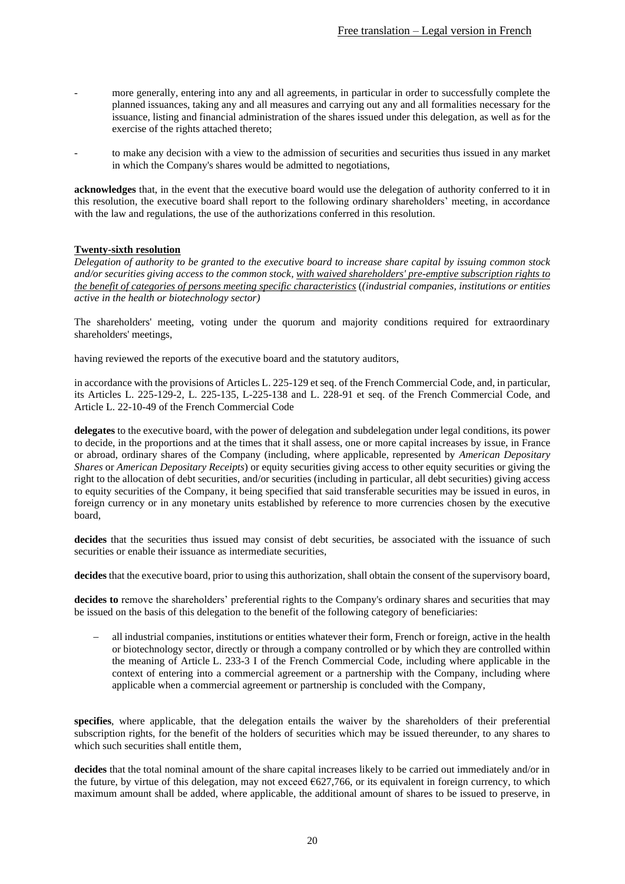- more generally, entering into any and all agreements, in particular in order to successfully complete the planned issuances, taking any and all measures and carrying out any and all formalities necessary for the issuance, listing and financial administration of the shares issued under this delegation, as well as for the exercise of the rights attached thereto;

- to make any decision with a view to the admission of securities and securities thus issued in any market in which the Company's shares would be admitted to negotiations,

**acknowledges** that, in the event that the executive board would use the delegation of authority conferred to it in this resolution, the executive board shall report to the following ordinary shareholders' meeting, in accordance with the law and regulations, the use of the authorizations conferred in this resolution.

**Twenty-sixth resolution**

*Delegation of authority to be granted to the executive board to increase share capital by issuing common stock and/or securities giving access to the common stock, with waived shareholders' pre-emptive subscription rights to the benefit of categories of persons meeting specific characteristics ((industrial companies, institutions or entities active in the health or biotechnology sector)*

The shareholders' meeting, voting under the quorum and majority conditions required for extraordinary shareholders' meetings,

having reviewed the reports of the executive board and the statutory auditors,

in accordance with the provisions of Articles L. 225-129 et seq. of the French Commercial Code, and, in particular, its Articles L. 225-129-2, L. 225-135, L-225-138 and L. 228-91 et seq. of the French Commercial Code, and Article L. 22-10-49 of the French Commercial Code

**delegates** to the executive board, with the power of delegation and subdelegation under legal conditions, its power to decide, in the proportions and at the times that it shall assess, one or more capital increases by issue, in France or abroad, ordinary shares of the Company (including, where applicable, represented by *American Depositary Shares* or *American Depositary Receipts*) or equity securities giving access to other equity securities or giving the right to the allocation of debt securities, and/or securities (including in particular, all debt securities) giving access to equity securities of the Company, it being specified that said transferable securities may be issued in euros, in foreign currency or in any monetary units established by reference to more currencies chosen by the executive board,

**decides** that the securities thus issued may consist of debt securities, be associated with the issuance of such securities or enable their issuance as intermediate securities,

**decides** that the executive board, prior to using this authorization, shall obtain the consent of the supervisory board,

**decides to** remove the shareholders' preferential rights to the Company's ordinary shares and securities that may be issued on the basis of this delegation to the benefit of the following category of beneficiaries:

- all industrial companies, institutions or entities whatever their form, French or foreign, active in the health or biotechnology sector, directly or through a company controlled or by which they are controlled within the meaning of Article L. 233-3 I of the French Commercial Code, including where applicable in the context of entering into a commercial agreement or a partnership with the Company, including where applicable when a commercial agreement or partnership is concluded with the Company,

**specifies**, where applicable, that the delegation entails the waiver by the shareholders of their preferential subscription rights, for the benefit of the holders of securities which may be issued thereunder, to any shares to which such securities shall entitle them,

**decides** that the total nominal amount of the share capital increases likely to be carried out immediately and/or in the future, by virtue of this delegation, may not exceed €627,766, or its equivalent in foreign currency, to which maximum amount shall be added, where applicable, the additional amount of shares to be issued to preserve, in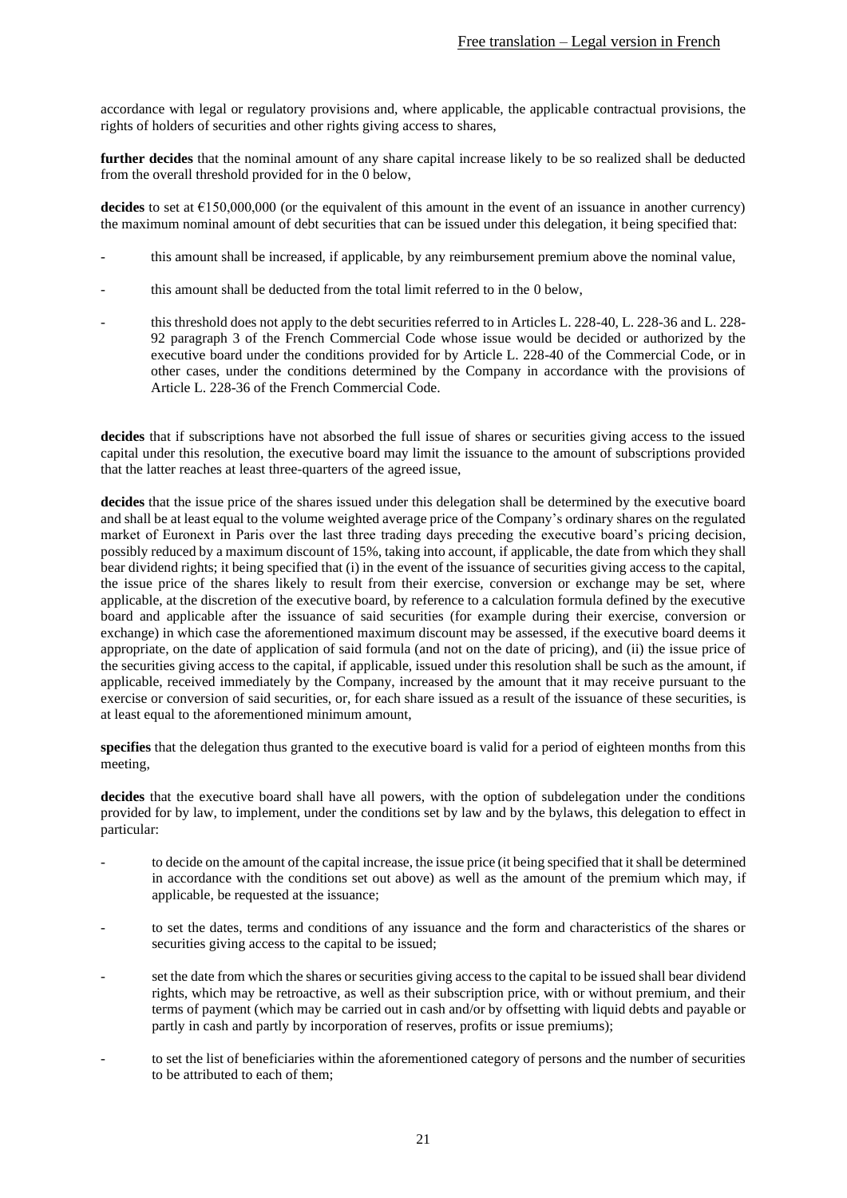accordance with legal or regulatory provisions and, where applicable, the applicable contractual provisions, the rights of holders of securities and other rights giving access to shares,

**further decides** that the nominal amount of any share capital increase likely to be so realized shall be deducted from the overall threshold provided for in the 0 below,

**decides** to set at €150,000,000 (or the equivalent of this amount in the event of an issuance in another currency) the maximum nominal amount of debt securities that can be issued under this delegation, it being specified that:

- this amount shall be increased, if applicable, by any reimbursement premium above the nominal value,
- this amount shall be deducted from the total limit referred to in the 0 below,
- this threshold does not apply to the debt securities referred to in Articles L. 228-40, L. 228-36 and L. 228-92 paragraph 3 of the French Commercial Code whose issue would be decided or authorized by the executive board under the conditions provided for by Article L. 228-40 of the Commercial Code, or in other cases, under the conditions determined by the Company in accordance with the provisions of Article L. 228-36 of the French Commercial Code.

**decides** that if subscriptions have not absorbed the full issue of shares or securities giving access to the issued capital under this resolution, the executive board may limit the issuance to the amount of subscriptions provided that the latter reaches at least three-quarters of the agreed issue,

**decides** that the issue price of the shares issued under this delegation shall be determined by the executive board and shall be at least equal to the volume weighted average price of the Company's ordinary shares on the regulated market of Euronext in Paris over the last three trading days preceding the executive board's pricing decision, possibly reduced by a maximum discount of 15%, taking into account, if applicable, the date from which they shall bear dividend rights; it being specified that (i) in the event of the issuance of securities giving access to the capital, the issue price of the shares likely to result from their exercise, conversion or exchange may be set, where applicable, at the discretion of the executive board, by reference to a calculation formula defined by the executive board and applicable after the issuance of said securities (for example during their exercise, conversion or exchange) in which case the aforementioned maximum discount may be assessed, if the executive board deems it appropriate, on the date of application of said formula (and not on the date of pricing), and (ii) the issue price of the securities giving access to the capital, if applicable, issued under this resolution shall be such as the amount, if applicable, received immediately by the Company, increased by the amount that it may receive pursuant to the exercise or conversion of said securities, or, for each share issued as a result of the issuance of these securities, is at least equal to the aforementioned minimum amount,

**specifies** that the delegation thus granted to the executive board is valid for a period of eighteen months from this meeting,

**decides** that the executive board shall have all powers, with the option of subdelegation under the conditions provided for by law, to implement, under the conditions set by law and by the bylaws, this delegation to effect in particular:

- to decide on the amount of the capital increase, the issue price (it being specified that it shall be determined in accordance with the conditions set out above) as well as the amount of the premium which may, if applicable, be requested at the issuance;
- to set the dates, terms and conditions of any issuance and the form and characteristics of the shares or securities giving access to the capital to be issued;
- set the date from which the shares or securities giving access to the capital to be issued shall bear dividend rights, which may be retroactive, as well as their subscription price, with or without premium, and their terms of payment (which may be carried out in cash and/or by offsetting with liquid debts and payable or partly in cash and partly by incorporation of reserves, profits or issue premiums);
- to set the list of beneficiaries within the aforementioned category of persons and the number of securities to be attributed to each of them;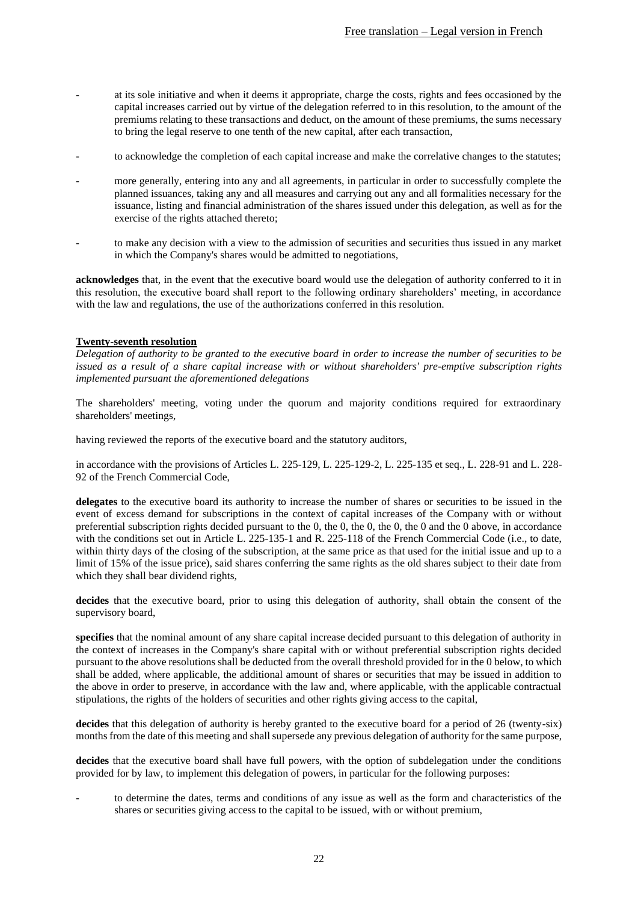- at its sole initiative and when it deems it appropriate, charge the costs, rights and fees occasioned by the capital increases carried out by virtue of the delegation referred to in this resolution, to the amount of the premiums relating to these transactions and deduct, on the amount of these premiums, the sums necessary to bring the legal reserve to one tenth of the new capital, after each transaction,

- to acknowledge the completion of each capital increase and make the correlative changes to the statutes;

- more generally, entering into any and all agreements, in particular in order to successfully complete the planned issuances, taking any and all measures and carrying out any and all formalities necessary for the issuance, listing and financial administration of the shares issued under this delegation, as well as for the exercise of the rights attached thereto;

- to make any decision with a view to the admission of securities and securities thus issued in any market in which the Company's shares would be admitted to negotiations,

**acknowledges** that, in the event that the executive board would use the delegation of authority conferred to it in this resolution, the executive board shall report to the following ordinary shareholders' meeting, in accordance with the law and regulations, the use of the authorizations conferred in this resolution.

**Twenty-seventh resolution**

*Delegation of authority to be granted to the executive board in order to increase the number of securities to be issued as a result of a share capital increase with or without shareholders' pre-emptive subscription rights implemented pursuant the aforementioned delegations*

The shareholders' meeting, voting under the quorum and majority conditions required for extraordinary shareholders' meetings,

having reviewed the reports of the executive board and the statutory auditors,

in accordance with the provisions of Articles L. 225-129, L. 225-129-2, L. 225-135 et seq., L. 228-91 and L. 228-92 of the French Commercial Code,

**delegates** to the executive board its authority to increase the number of shares or securities to be issued in the event of excess demand for subscriptions in the context of capital increases of the Company with or without preferential subscription rights decided pursuant to the 0, the 0, the 0, the 0, the 0 and the 0 above, in accordance with the conditions set out in Article L. 225-135-1 and R. 225-118 of the French Commercial Code (i.e., to date, within thirty days of the closing of the subscription, at the same price as that used for the initial issue and up to a limit of 15% of the issue price), said shares conferring the same rights as the old shares subject to their date from which they shall bear dividend rights,

**decides** that the executive board, prior to using this delegation of authority, shall obtain the consent of the supervisory board,

**specifies** that the nominal amount of any share capital increase decided pursuant to this delegation of authority in the context of increases in the Company's share capital with or without preferential subscription rights decided pursuant to the above resolutions shall be deducted from the overall threshold provided for in the 0 below, to which shall be added, where applicable, the additional amount of shares or securities that may be issued in addition to the above in order to preserve, in accordance with the law and, where applicable, with the applicable contractual stipulations, the rights of the holders of securities and other rights giving access to the capital,

**decides** that this delegation of authority is hereby granted to the executive board for a period of 26 (twenty-six) months from the date of this meeting and shall supersede any previous delegation of authority for the same purpose,

**decides** that the executive board shall have full powers, with the option of subdelegation under the conditions provided for by law, to implement this delegation of powers, in particular for the following purposes:

- to determine the dates, terms and conditions of any issue as well as the form and characteristics of the shares or securities giving access to the capital to be issued, with or without premium,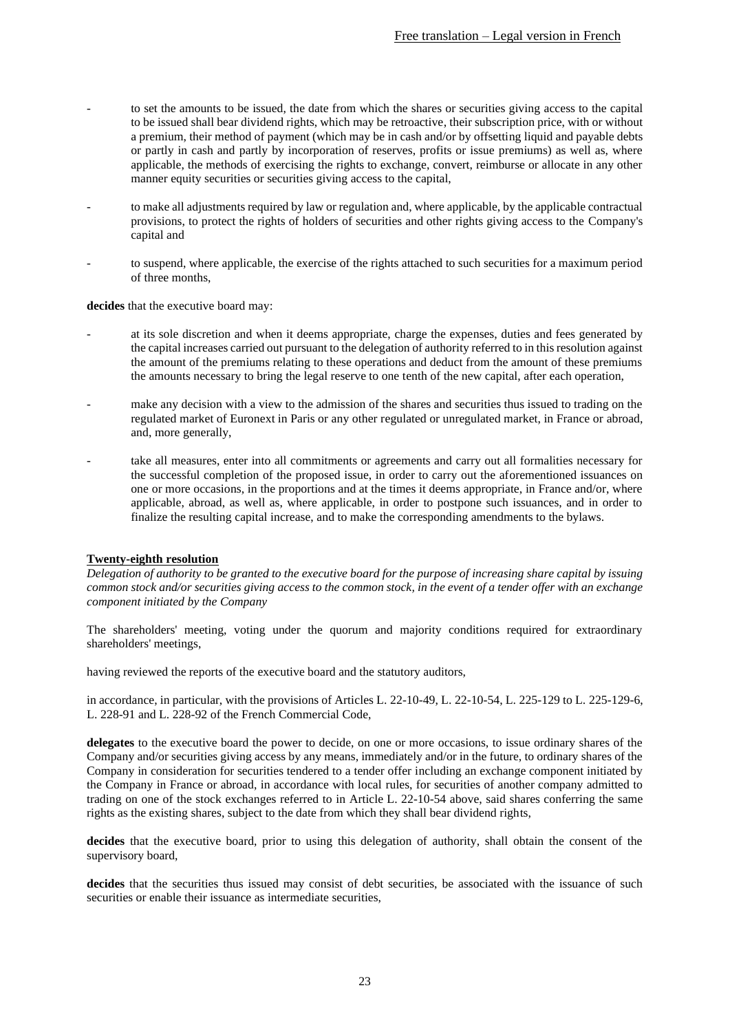- to set the amounts to be issued, the date from which the shares or securities giving access to the capital to be issued shall bear dividend rights, which may be retroactive, their subscription price, with or without a premium, their method of payment (which may be in cash and/or by offsetting liquid and payable debts or partly in cash and partly by incorporation of reserves, profits or issue premiums) as well as, where applicable, the methods of exercising the rights to exchange, convert, reimburse or allocate in any other manner equity securities or securities giving access to the capital,

- to make all adjustments required by law or regulation and, where applicable, by the applicable contractual provisions, to protect the rights of holders of securities and other rights giving access to the Company's capital and

- to suspend, where applicable, the exercise of the rights attached to such securities for a maximum period of three months,

**decides** that the executive board may:

- at its sole discretion and when it deems appropriate, charge the expenses, duties and fees generated by the capital increases carried out pursuant to the delegation of authority referred to in this resolution against the amount of the premiums relating to these operations and deduct from the amount of these premiums the amounts necessary to bring the legal reserve to one tenth of the new capital, after each operation,

- make any decision with a view to the admission of the shares and securities thus issued to trading on the regulated market of Euronext in Paris or any other regulated or unregulated market, in France or abroad, and, more generally,

- take all measures, enter into all commitments or agreements and carry out all formalities necessary for the successful completion of the proposed issue, in order to carry out the aforementioned issuances on one or more occasions, in the proportions and at the times it deems appropriate, in France and/or, where applicable, abroad, as well as, where applicable, in order to postpone such issuances, and in order to finalize the resulting capital increase, and to make the corresponding amendments to the bylaws.

**Twenty-eighth resolution**

*Delegation of authority to be granted to the executive board for the purpose of increasing share capital by issuing common stock and/or securities giving access to the common stock, in the event of a tender offer with an exchange component initiated by the Company*

The shareholders' meeting, voting under the quorum and majority conditions required for extraordinary shareholders' meetings,

having reviewed the reports of the executive board and the statutory auditors,

in accordance, in particular, with the provisions of Articles L. 22-10-49, L. 22-10-54, L. 225-129 to L. 225-129-6, L. 228-91 and L. 228-92 of the French Commercial Code,

**delegates** to the executive board the power to decide, on one or more occasions, to issue ordinary shares of the Company and/or securities giving access by any means, immediately and/or in the future, to ordinary shares of the Company in consideration for securities tendered to a tender offer including an exchange component initiated by the Company in France or abroad, in accordance with local rules, for securities of another company admitted to trading on one of the stock exchanges referred to in Article L. 22-10-54 above, said shares conferring the same rights as the existing shares, subject to the date from which they shall bear dividend rights,

**decides** that the executive board, prior to using this delegation of authority, shall obtain the consent of the supervisory board,

**decides** that the securities thus issued may consist of debt securities, be associated with the issuance of such securities or enable their issuance as intermediate securities,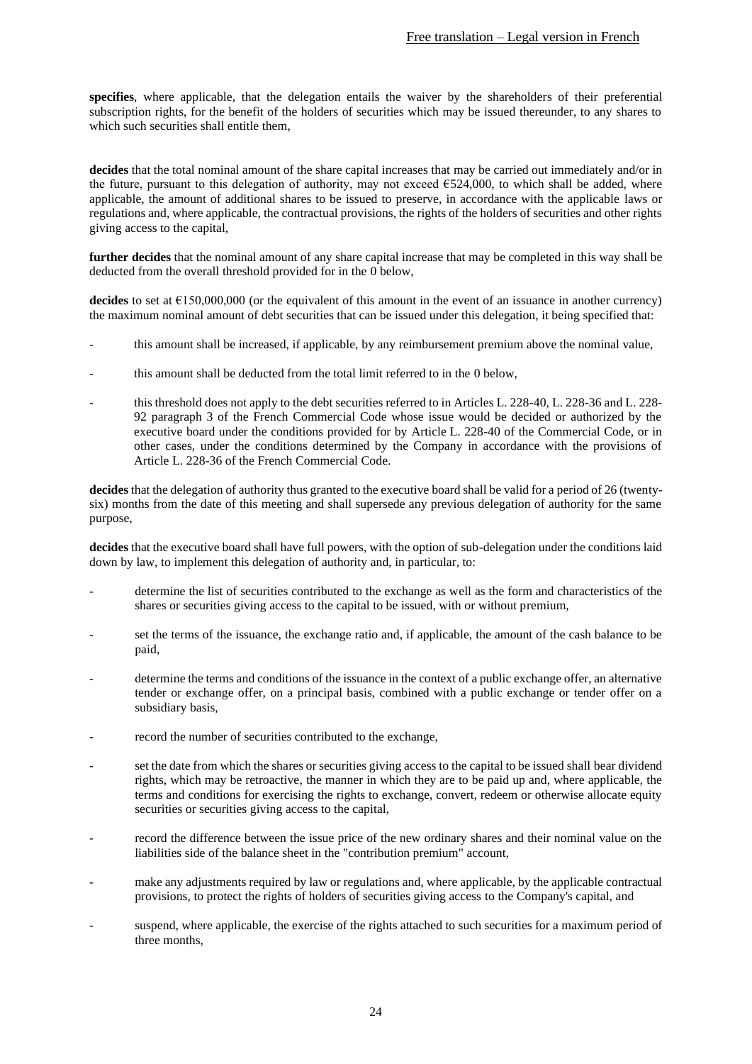**specifies**, where applicable, that the delegation entails the waiver by the shareholders of their preferential subscription rights, for the benefit of the holders of securities which may be issued thereunder, to any shares to which such securities shall entitle them,

**decides** that the total nominal amount of the share capital increases that may be carried out immediately and/or in the future, pursuant to this delegation of authority, may not exceed €524,000, to which shall be added, where applicable, the amount of additional shares to be issued to preserve, in accordance with the applicable laws or regulations and, where applicable, the contractual provisions, the rights of the holders of securities and other rights giving access to the capital,

**further decides** that the nominal amount of any share capital increase that may be completed in this way shall be deducted from the overall threshold provided for in the 0 below,

**decides** to set at €150,000,000 (or the equivalent of this amount in the event of an issuance in another currency) the maximum nominal amount of debt securities that can be issued under this delegation, it being specified that:

- this amount shall be increased, if applicable, by any reimbursement premium above the nominal value,
- this amount shall be deducted from the total limit referred to in the 0 below,
- this threshold does not apply to the debt securities referred to in Articles L. 228-40, L. 228-36 and L. 228-92 paragraph 3 of the French Commercial Code whose issue would be decided or authorized by the executive board under the conditions provided for by Article L. 228-40 of the Commercial Code, or in other cases, under the conditions determined by the Company in accordance with the provisions of Article L. 228-36 of the French Commercial Code.

**decides** that the delegation of authority thus granted to the executive board shall be valid for a period of 26 (twenty-six) months from the date of this meeting and shall supersede any previous delegation of authority for the same purpose,

**decides** that the executive board shall have full powers, with the option of sub-delegation under the conditions laid down by law, to implement this delegation of authority and, in particular, to:

- determine the list of securities contributed to the exchange as well as the form and characteristics of the shares or securities giving access to the capital to be issued, with or without premium,
- set the terms of the issuance, the exchange ratio and, if applicable, the amount of the cash balance to be paid,
- determine the terms and conditions of the issuance in the context of a public exchange offer, an alternative tender or exchange offer, on a principal basis, combined with a public exchange or tender offer on a subsidiary basis,
- record the number of securities contributed to the exchange,
- set the date from which the shares or securities giving access to the capital to be issued shall bear dividend rights, which may be retroactive, the manner in which they are to be paid up and, where applicable, the terms and conditions for exercising the rights to exchange, convert, redeem or otherwise allocate equity securities or securities giving access to the capital,
- record the difference between the issue price of the new ordinary shares and their nominal value on the liabilities side of the balance sheet in the "contribution premium" account,
- make any adjustments required by law or regulations and, where applicable, by the applicable contractual provisions, to protect the rights of holders of securities giving access to the Company's capital, and
- suspend, where applicable, the exercise of the rights attached to such securities for a maximum period of three months,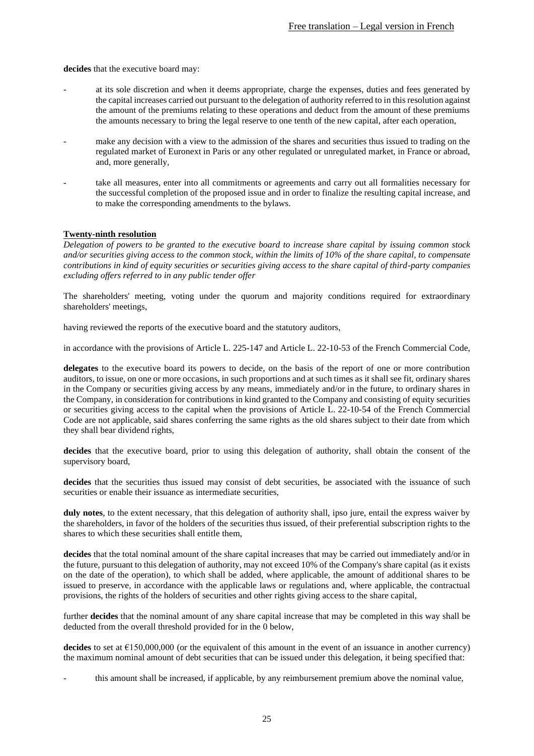**decides** that the executive board may:

- at its sole discretion and when it deems appropriate, charge the expenses, duties and fees generated by the capital increases carried out pursuant to the delegation of authority referred to in this resolution against the amount of the premiums relating to these operations and deduct from the amount of these premiums the amounts necessary to bring the legal reserve to one tenth of the new capital, after each operation,
- make any decision with a view to the admission of the shares and securities thus issued to trading on the regulated market of Euronext in Paris or any other regulated or unregulated market, in France or abroad, and, more generally,
- take all measures, enter into all commitments or agreements and carry out all formalities necessary for the successful completion of the proposed issue and in order to finalize the resulting capital increase, and to make the corresponding amendments to the bylaws.

**Twenty-ninth resolution**

*Delegation of powers to be granted to the executive board to increase share capital by issuing common stock and/or securities giving access to the common stock, within the limits of 10% of the share capital, to compensate contributions in kind of equity securities or securities giving access to the share capital of third-party companies excluding offers referred to in any public tender offer*

The shareholders' meeting, voting under the quorum and majority conditions required for extraordinary shareholders' meetings,

having reviewed the reports of the executive board and the statutory auditors,

in accordance with the provisions of Article L. 225-147 and Article L. 22-10-53 of the French Commercial Code,

**delegates** to the executive board its powers to decide, on the basis of the report of one or more contribution auditors, to issue, on one or more occasions, in such proportions and at such times as it shall see fit, ordinary shares in the Company or securities giving access by any means, immediately and/or in the future, to ordinary shares in the Company, in consideration for contributions in kind granted to the Company and consisting of equity securities or securities giving access to the capital when the provisions of Article L. 22-10-54 of the French Commercial Code are not applicable, said shares conferring the same rights as the old shares subject to their date from which they shall bear dividend rights,

**decides** that the executive board, prior to using this delegation of authority, shall obtain the consent of the supervisory board,

**decides** that the securities thus issued may consist of debt securities, be associated with the issuance of such securities or enable their issuance as intermediate securities,

**duly notes**, to the extent necessary, that this delegation of authority shall, ipso jure, entail the express waiver by the shareholders, in favor of the holders of the securities thus issued, of their preferential subscription rights to the shares to which these securities shall entitle them,

**decides** that the total nominal amount of the share capital increases that may be carried out immediately and/or in the future, pursuant to this delegation of authority, may not exceed 10% of the Company's share capital (as it exists on the date of the operation), to which shall be added, where applicable, the amount of additional shares to be issued to preserve, in accordance with the applicable laws or regulations and, where applicable, the contractual provisions, the rights of the holders of securities and other rights giving access to the share capital,

further **decides** that the nominal amount of any share capital increase that may be completed in this way shall be deducted from the overall threshold provided for in the 0 below,

**decides** to set at €150,000,000 (or the equivalent of this amount in the event of an issuance in another currency) the maximum nominal amount of debt securities that can be issued under this delegation, it being specified that:

- this amount shall be increased, if applicable, by any reimbursement premium above the nominal value,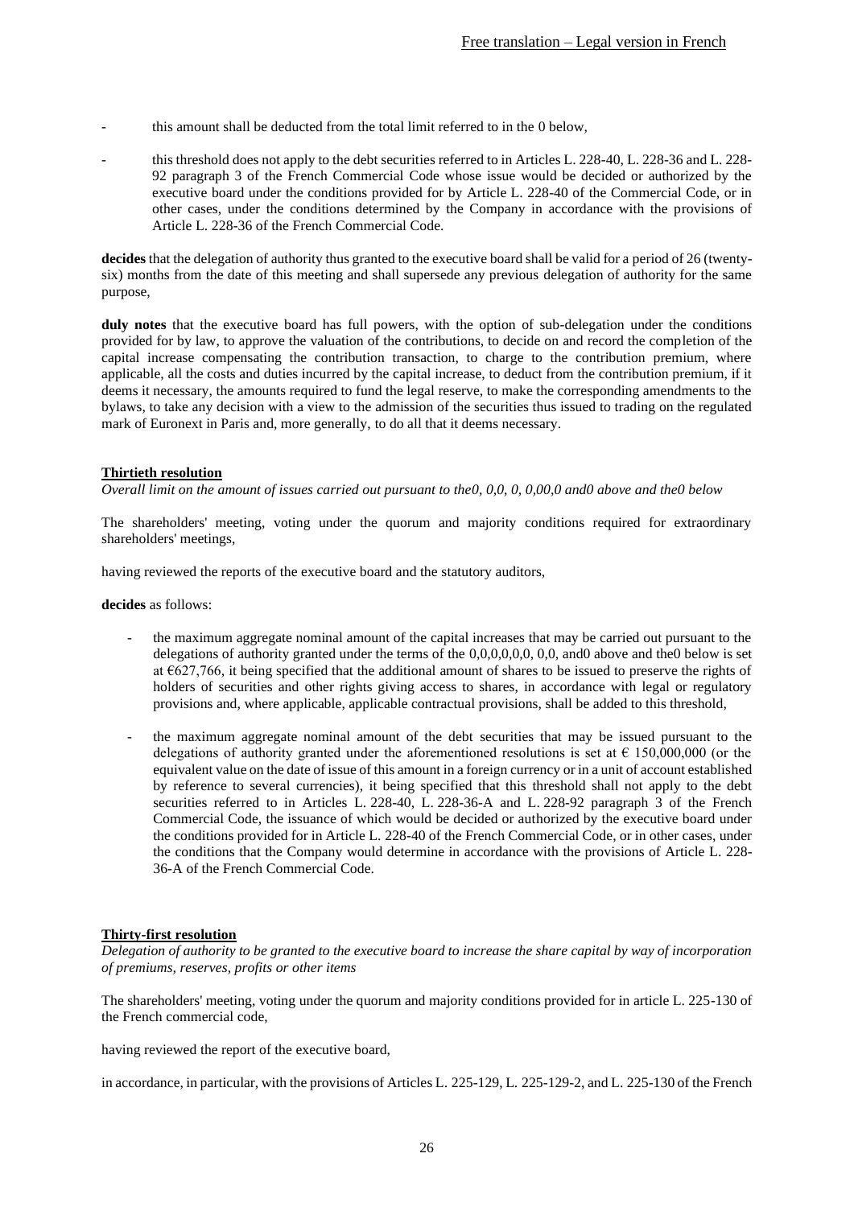- this amount shall be deducted from the total limit referred to in the 0 below,
- this threshold does not apply to the debt securities referred to in Articles L. 228-40, L. 228-36 and L. 228-92 paragraph 3 of the French Commercial Code whose issue would be decided or authorized by the executive board under the conditions provided for by Article L. 228-40 of the Commercial Code, or in other cases, under the conditions determined by the Company in accordance with the provisions of Article L. 228-36 of the French Commercial Code.

**decides** that the delegation of authority thus granted to the executive board shall be valid for a period of 26 (twenty-six) months from the date of this meeting and shall supersede any previous delegation of authority for the same purpose,

**duly notes** that the executive board has full powers, with the option of sub-delegation under the conditions provided for by law, to approve the valuation of the contributions, to decide on and record the completion of the capital increase compensating the contribution transaction, to charge to the contribution premium, where applicable, all the costs and duties incurred by the capital increase, to deduct from the contribution premium, if it deems it necessary, the amounts required to fund the legal reserve, to make the corresponding amendments to the bylaws, to take any decision with a view to the admission of the securities thus issued to trading on the regulated mark of Euronext in Paris and, more generally, to do all that it deems necessary.

**Thirtieth resolution**

*Overall limit on the amount of issues carried out pursuant to the0, 0,0, 0, 0,00,0 and0 above and the0 below*

The shareholders' meeting, voting under the quorum and majority conditions required for extraordinary shareholders' meetings,

having reviewed the reports of the executive board and the statutory auditors,

**decides** as follows:

- the maximum aggregate nominal amount of the capital increases that may be carried out pursuant to the delegations of authority granted under the terms of the 0,0,0,0,0,0, 0,0, and0 above and the0 below is set at €627,766, it being specified that the additional amount of shares to be issued to preserve the rights of holders of securities and other rights giving access to shares, in accordance with legal or regulatory provisions and, where applicable, applicable contractual provisions, shall be added to this threshold,
- the maximum aggregate nominal amount of the debt securities that may be issued pursuant to the delegations of authority granted under the aforementioned resolutions is set at € 150,000,000 (or the equivalent value on the date of issue of this amount in a foreign currency or in a unit of account established by reference to several currencies), it being specified that this threshold shall not apply to the debt securities referred to in Articles L. 228-40, L. 228-36-A and L. 228-92 paragraph 3 of the French Commercial Code, the issuance of which would be decided or authorized by the executive board under the conditions provided for in Article L. 228-40 of the French Commercial Code, or in other cases, under the conditions that the Company would determine in accordance with the provisions of Article L. 228-36-A of the French Commercial Code.

**Thirty-first resolution**

*Delegation of authority to be granted to the executive board to increase the share capital by way of incorporation of premiums, reserves, profits or other items*

The shareholders' meeting, voting under the quorum and majority conditions provided for in article L. 225-130 of the French commercial code,

having reviewed the report of the executive board,

in accordance, in particular, with the provisions of Articles L. 225-129, L. 225-129-2, and L. 225-130 of the French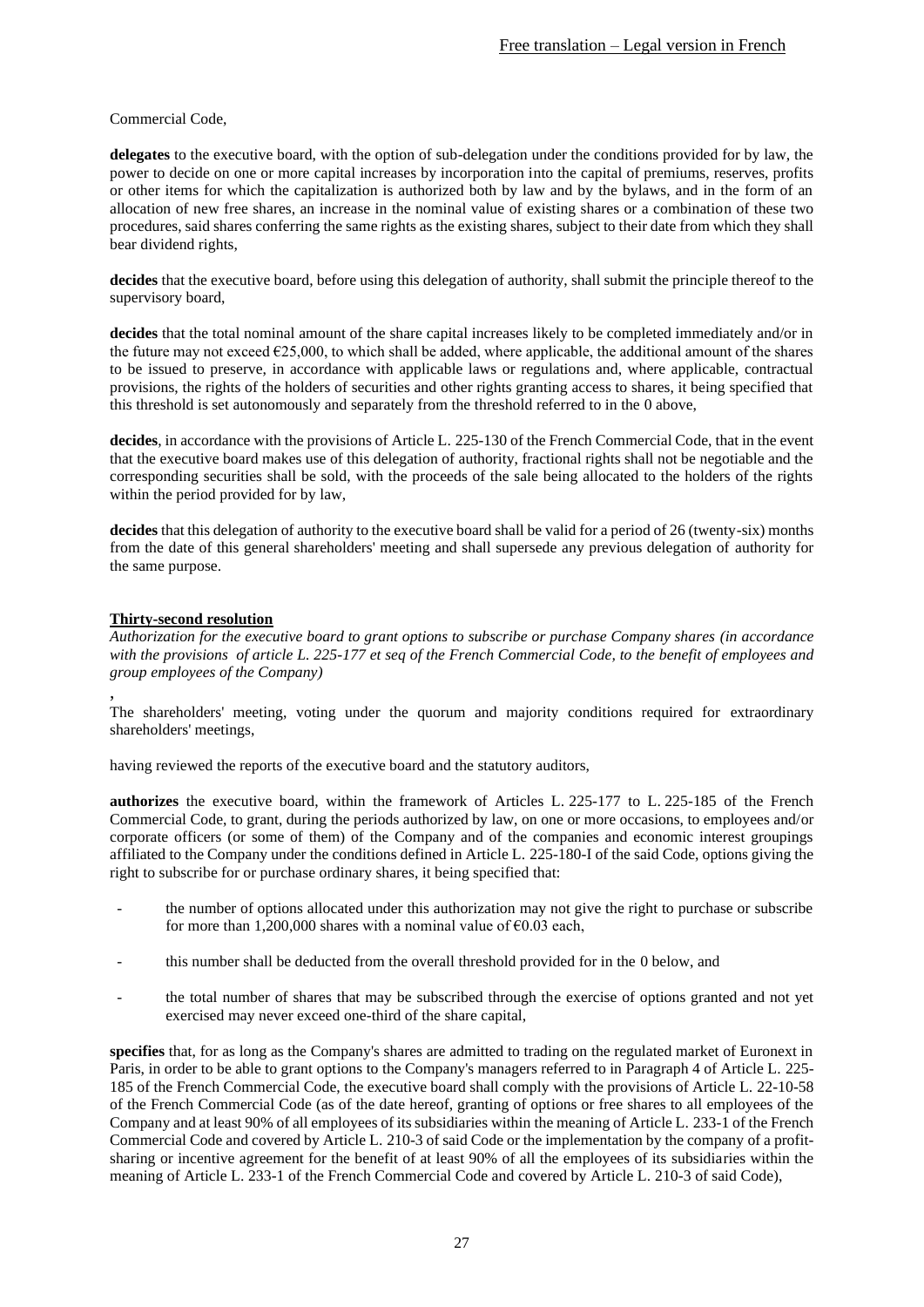Commercial Code,

**delegates** to the executive board, with the option of sub-delegation under the conditions provided for by law, the power to decide on one or more capital increases by incorporation into the capital of premiums, reserves, profits or other items for which the capitalization is authorized both by law and by the bylaws, and in the form of an allocation of new free shares, an increase in the nominal value of existing shares or a combination of these two procedures, said shares conferring the same rights as the existing shares, subject to their date from which they shall bear dividend rights,

**decides** that the executive board, before using this delegation of authority, shall submit the principle thereof to the supervisory board,

**decides** that the total nominal amount of the share capital increases likely to be completed immediately and/or in the future may not exceed €25,000, to which shall be added, where applicable, the additional amount of the shares to be issued to preserve, in accordance with applicable laws or regulations and, where applicable, contractual provisions, the rights of the holders of securities and other rights granting access to shares, it being specified that this threshold is set autonomously and separately from the threshold referred to in the 0 above,

**decides**, in accordance with the provisions of Article L. 225-130 of the French Commercial Code, that in the event that the executive board makes use of this delegation of authority, fractional rights shall not be negotiable and the corresponding securities shall be sold, with the proceeds of the sale being allocated to the holders of the rights within the period provided for by law,

**decides** that this delegation of authority to the executive board shall be valid for a period of 26 (twenty-six) months from the date of this general shareholders' meeting and shall supersede any previous delegation of authority for the same purpose.

**Thirty-second resolution**

*Authorization for the executive board to grant options to subscribe or purchase Company shares (in accordance with the provisions of article L. 225-177 et seq of the French Commercial Code, to the benefit of employees and group employees of the Company)*

,

The shareholders' meeting, voting under the quorum and majority conditions required for extraordinary shareholders' meetings,

having reviewed the reports of the executive board and the statutory auditors,

**authorizes** the executive board, within the framework of Articles L. 225-177 to L. 225-185 of the French Commercial Code, to grant, during the periods authorized by law, on one or more occasions, to employees and/or corporate officers (or some of them) of the Company and of the companies and economic interest groupings affiliated to the Company under the conditions defined in Article L. 225-180-I of the said Code, options giving the right to subscribe for or purchase ordinary shares, it being specified that:

- the number of options allocated under this authorization may not give the right to purchase or subscribe for more than 1,200,000 shares with a nominal value of €0.03 each,
- this number shall be deducted from the overall threshold provided for in the 0 below, and
- the total number of shares that may be subscribed through the exercise of options granted and not yet exercised may never exceed one-third of the share capital,

**specifies** that, for as long as the Company's shares are admitted to trading on the regulated market of Euronext in Paris, in order to be able to grant options to the Company's managers referred to in Paragraph 4 of Article L. 225-185 of the French Commercial Code, the executive board shall comply with the provisions of Article L. 22-10-58 of the French Commercial Code (as of the date hereof, granting of options or free shares to all employees of the Company and at least 90% of all employees of its subsidiaries within the meaning of Article L. 233-1 of the French Commercial Code and covered by Article L. 210-3 of said Code or the implementation by the company of a profit-sharing or incentive agreement for the benefit of at least 90% of all the employees of its subsidiaries within the meaning of Article L. 233-1 of the French Commercial Code and covered by Article L. 210-3 of said Code),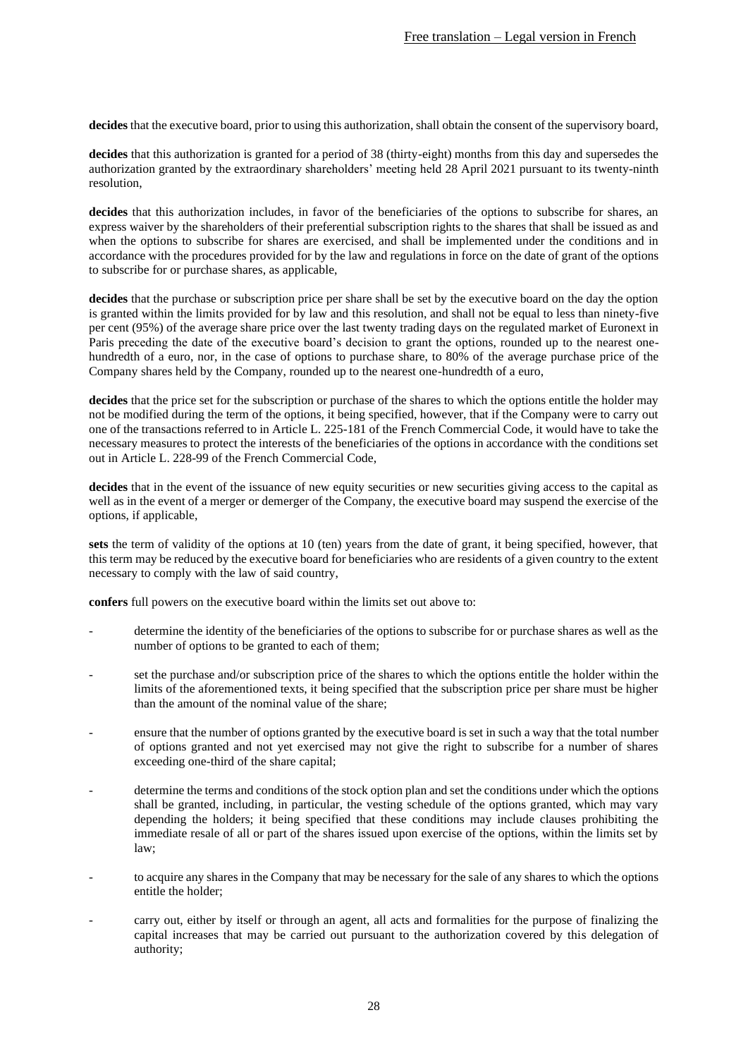**decides** that the executive board, prior to using this authorization, shall obtain the consent of the supervisory board,

**decides** that this authorization is granted for a period of 38 (thirty-eight) months from this day and supersedes the authorization granted by the extraordinary shareholders' meeting held 28 April 2021 pursuant to its twenty-ninth resolution,

**decides** that this authorization includes, in favor of the beneficiaries of the options to subscribe for shares, an express waiver by the shareholders of their preferential subscription rights to the shares that shall be issued as and when the options to subscribe for shares are exercised, and shall be implemented under the conditions and in accordance with the procedures provided for by the law and regulations in force on the date of grant of the options to subscribe for or purchase shares, as applicable,

**decides** that the purchase or subscription price per share shall be set by the executive board on the day the option is granted within the limits provided for by law and this resolution, and shall not be equal to less than ninety-five per cent (95%) of the average share price over the last twenty trading days on the regulated market of Euronext in Paris preceding the date of the executive board's decision to grant the options, rounded up to the nearest one-hundredth of a euro, nor, in the case of options to purchase share, to 80% of the average purchase price of the Company shares held by the Company, rounded up to the nearest one-hundredth of a euro,

**decides** that the price set for the subscription or purchase of the shares to which the options entitle the holder may not be modified during the term of the options, it being specified, however, that if the Company were to carry out one of the transactions referred to in Article L. 225-181 of the French Commercial Code, it would have to take the necessary measures to protect the interests of the beneficiaries of the options in accordance with the conditions set out in Article L. 228-99 of the French Commercial Code,

**decides** that in the event of the issuance of new equity securities or new securities giving access to the capital as well as in the event of a merger or demerger of the Company, the executive board may suspend the exercise of the options, if applicable,

**sets** the term of validity of the options at 10 (ten) years from the date of grant, it being specified, however, that this term may be reduced by the executive board for beneficiaries who are residents of a given country to the extent necessary to comply with the law of said country,

**confers** full powers on the executive board within the limits set out above to:

- determine the identity of the beneficiaries of the options to subscribe for or purchase shares as well as the number of options to be granted to each of them;
- set the purchase and/or subscription price of the shares to which the options entitle the holder within the limits of the aforementioned texts, it being specified that the subscription price per share must be higher than the amount of the nominal value of the share;
- ensure that the number of options granted by the executive board is set in such a way that the total number of options granted and not yet exercised may not give the right to subscribe for a number of shares exceeding one-third of the share capital;
- determine the terms and conditions of the stock option plan and set the conditions under which the options shall be granted, including, in particular, the vesting schedule of the options granted, which may vary depending the holders; it being specified that these conditions may include clauses prohibiting the immediate resale of all or part of the shares issued upon exercise of the options, within the limits set by law;
- to acquire any shares in the Company that may be necessary for the sale of any shares to which the options entitle the holder;
- carry out, either by itself or through an agent, all acts and formalities for the purpose of finalizing the capital increases that may be carried out pursuant to the authorization covered by this delegation of authority;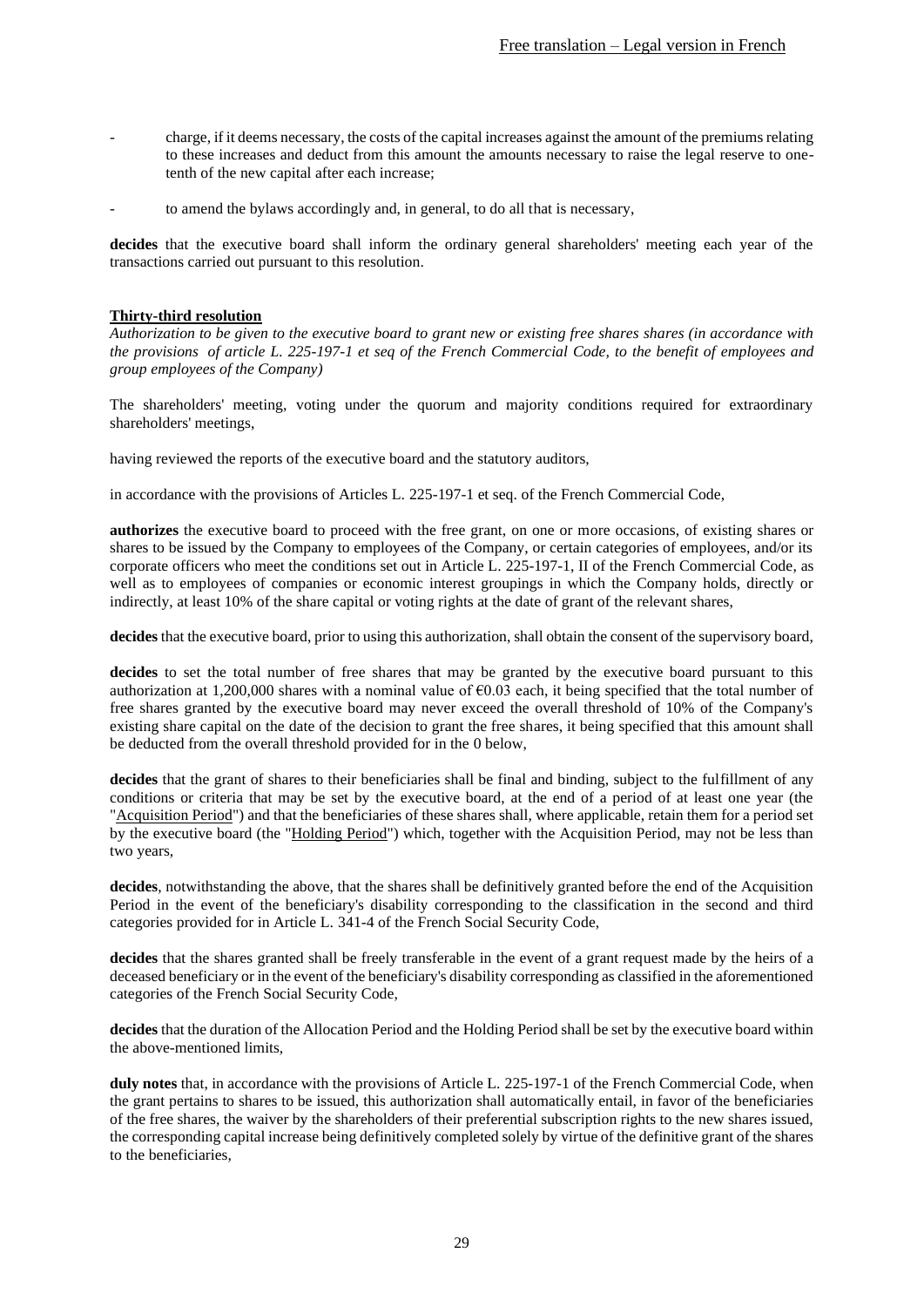- charge, if it deems necessary, the costs of the capital increases against the amount of the premiums relating to these increases and deduct from this amount the amounts necessary to raise the legal reserve to one-tenth of the new capital after each increase;

- to amend the bylaws accordingly and, in general, to do all that is necessary,

**decides** that the executive board shall inform the ordinary general shareholders' meeting each year of the transactions carried out pursuant to this resolution.

**Thirty-third resolution**

*Authorization to be given to the executive board to grant new or existing free shares shares (in accordance with the provisions of article L. 225-197-1 et seq of the French Commercial Code, to the benefit of employees and group employees of the Company)*

The shareholders' meeting, voting under the quorum and majority conditions required for extraordinary shareholders' meetings,

having reviewed the reports of the executive board and the statutory auditors,

in accordance with the provisions of Articles L. 225-197-1 et seq. of the French Commercial Code,

**authorizes** the executive board to proceed with the free grant, on one or more occasions, of existing shares or shares to be issued by the Company to employees of the Company, or certain categories of employees, and/or its corporate officers who meet the conditions set out in Article L. 225-197-1, II of the French Commercial Code, as well as to employees of companies or economic interest groupings in which the Company holds, directly or indirectly, at least 10% of the share capital or voting rights at the date of grant of the relevant shares,

**decides** that the executive board, prior to using this authorization, shall obtain the consent of the supervisory board,

**decides** to set the total number of free shares that may be granted by the executive board pursuant to this authorization at 1,200,000 shares with a nominal value of €0.03 each, it being specified that the total number of free shares granted by the executive board may never exceed the overall threshold of 10% of the Company's existing share capital on the date of the decision to grant the free shares, it being specified that this amount shall be deducted from the overall threshold provided for in the 0 below,

**decides** that the grant of shares to their beneficiaries shall be final and binding, subject to the fulfillment of any conditions or criteria that may be set by the executive board, at the end of a period of at least one year (the "Acquisition Period") and that the beneficiaries of these shares shall, where applicable, retain them for a period set by the executive board (the "Holding Period") which, together with the Acquisition Period, may not be less than two years,

**decides**, notwithstanding the above, that the shares shall be definitively granted before the end of the Acquisition Period in the event of the beneficiary's disability corresponding to the classification in the second and third categories provided for in Article L. 341-4 of the French Social Security Code,

**decides** that the shares granted shall be freely transferable in the event of a grant request made by the heirs of a deceased beneficiary or in the event of the beneficiary's disability corresponding as classified in the aforementioned categories of the French Social Security Code,

**decides** that the duration of the Allocation Period and the Holding Period shall be set by the executive board within the above-mentioned limits,

**duly notes** that, in accordance with the provisions of Article L. 225-197-1 of the French Commercial Code, when the grant pertains to shares to be issued, this authorization shall automatically entail, in favor of the beneficiaries of the free shares, the waiver by the shareholders of their preferential subscription rights to the new shares issued, the corresponding capital increase being definitively completed solely by virtue of the definitive grant of the shares to the beneficiaries,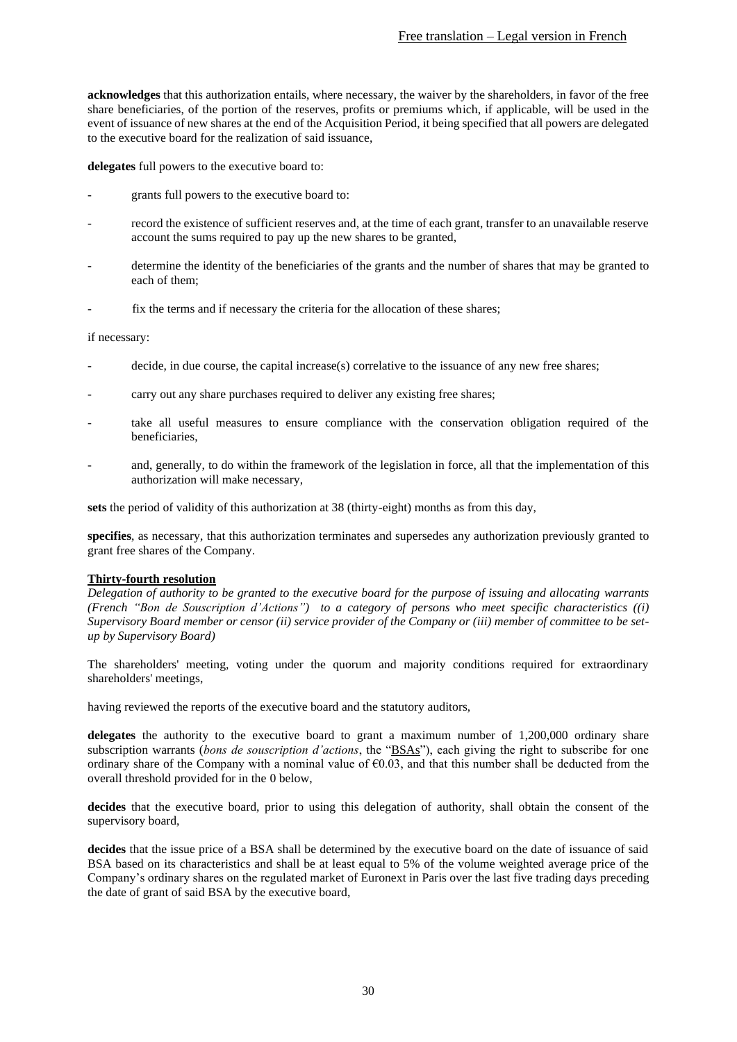**acknowledges** that this authorization entails, where necessary, the waiver by the shareholders, in favor of the free share beneficiaries, of the portion of the reserves, profits or premiums which, if applicable, will be used in the event of issuance of new shares at the end of the Acquisition Period, it being specified that all powers are delegated to the executive board for the realization of said issuance,

**delegates** full powers to the executive board to:

- grants full powers to the executive board to:
- record the existence of sufficient reserves and, at the time of each grant, transfer to an unavailable reserve account the sums required to pay up the new shares to be granted,
- determine the identity of the beneficiaries of the grants and the number of shares that may be granted to each of them;
- fix the terms and if necessary the criteria for the allocation of these shares;

if necessary:

- decide, in due course, the capital increase(s) correlative to the issuance of any new free shares;
- carry out any share purchases required to deliver any existing free shares;
- take all useful measures to ensure compliance with the conservation obligation required of the beneficiaries,
- and, generally, to do within the framework of the legislation in force, all that the implementation of this authorization will make necessary,

**sets** the period of validity of this authorization at 38 (thirty-eight) months as from this day,

**specifies**, as necessary, that this authorization terminates and supersedes any authorization previously granted to grant free shares of the Company.

**Thirty-fourth resolution**

*Delegation of authority to be granted to the executive board for the purpose of issuing and allocating warrants (French "Bon de Souscription d'Actions") to a category of persons who meet specific characteristics ((i) Supervisory Board member or censor (ii) service provider of the Company or (iii) member of committee to be set-up by Supervisory Board)*

The shareholders' meeting, voting under the quorum and majority conditions required for extraordinary shareholders' meetings,

having reviewed the reports of the executive board and the statutory auditors,

**delegates** the authority to the executive board to grant a maximum number of 1,200,000 ordinary share subscription warrants (*bons de souscription d'actions*, the "BSAs"), each giving the right to subscribe for one ordinary share of the Company with a nominal value of €0.03, and that this number shall be deducted from the overall threshold provided for in the 0 below,

**decides** that the executive board, prior to using this delegation of authority, shall obtain the consent of the supervisory board,

**decides** that the issue price of a BSA shall be determined by the executive board on the date of issuance of said BSA based on its characteristics and shall be at least equal to 5% of the volume weighted average price of the Company's ordinary shares on the regulated market of Euronext in Paris over the last five trading days preceding the date of grant of said BSA by the executive board,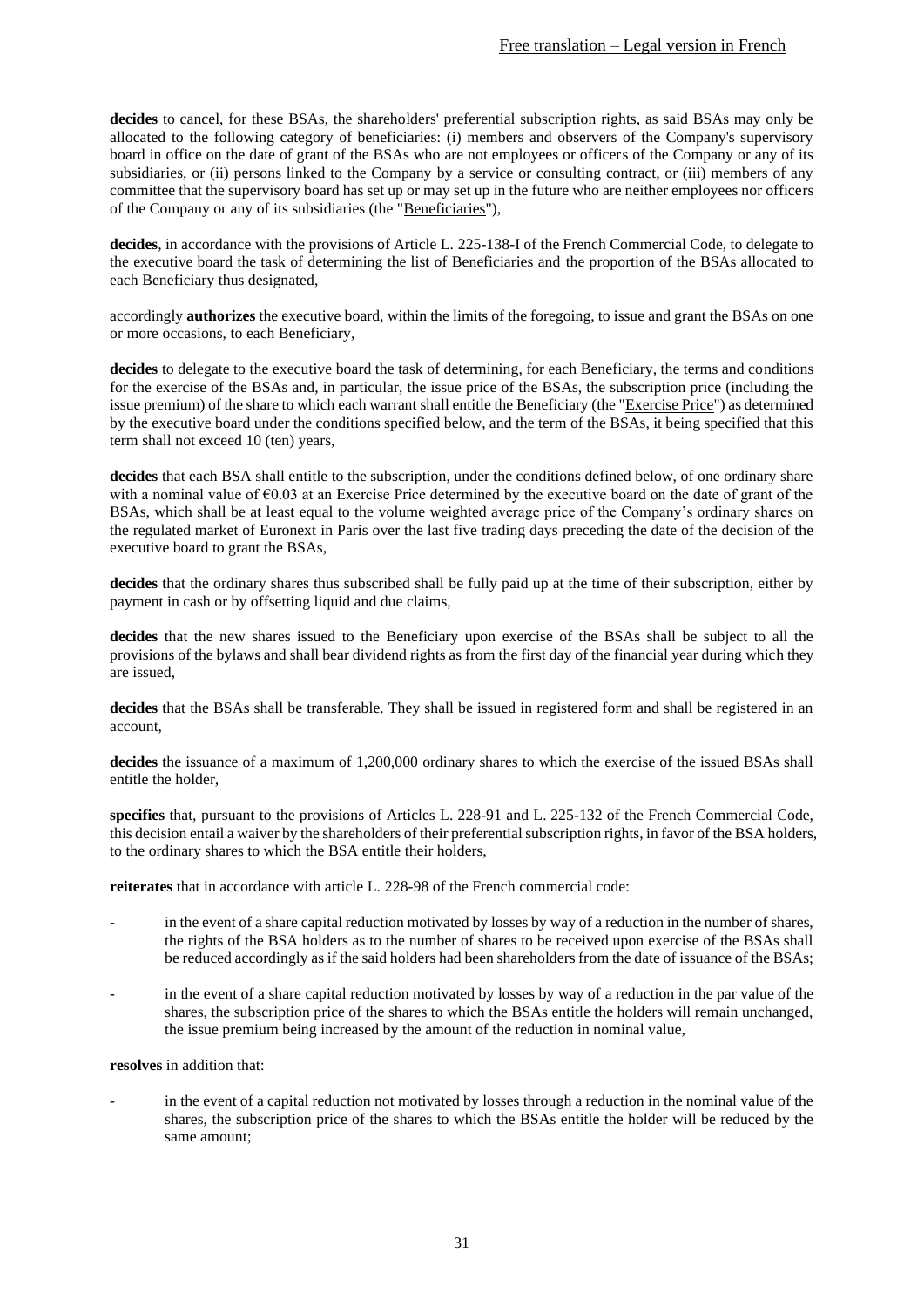**decides** to cancel, for these BSAs, the shareholders' preferential subscription rights, as said BSAs may only be allocated to the following category of beneficiaries: (i) members and observers of the Company's supervisory board in office on the date of grant of the BSAs who are not employees or officers of the Company or any of its subsidiaries, or (ii) persons linked to the Company by a service or consulting contract, or (iii) members of any committee that the supervisory board has set up or may set up in the future who are neither employees nor officers of the Company or any of its subsidiaries (the "Beneficiaries"),

**decides**, in accordance with the provisions of Article L. 225-138-I of the French Commercial Code, to delegate to the executive board the task of determining the list of Beneficiaries and the proportion of the BSAs allocated to each Beneficiary thus designated,

accordingly **authorizes** the executive board, within the limits of the foregoing, to issue and grant the BSAs on one or more occasions, to each Beneficiary,

**decides** to delegate to the executive board the task of determining, for each Beneficiary, the terms and conditions for the exercise of the BSAs and, in particular, the issue price of the BSAs, the subscription price (including the issue premium) of the share to which each warrant shall entitle the Beneficiary (the "Exercise Price") as determined by the executive board under the conditions specified below, and the term of the BSAs, it being specified that this term shall not exceed 10 (ten) years,

**decides** that each BSA shall entitle to the subscription, under the conditions defined below, of one ordinary share with a nominal value of €0.03 at an Exercise Price determined by the executive board on the date of grant of the BSAs, which shall be at least equal to the volume weighted average price of the Company's ordinary shares on the regulated market of Euronext in Paris over the last five trading days preceding the date of the decision of the executive board to grant the BSAs,

**decides** that the ordinary shares thus subscribed shall be fully paid up at the time of their subscription, either by payment in cash or by offsetting liquid and due claims,

**decides** that the new shares issued to the Beneficiary upon exercise of the BSAs shall be subject to all the provisions of the bylaws and shall bear dividend rights as from the first day of the financial year during which they are issued,

**decides** that the BSAs shall be transferable. They shall be issued in registered form and shall be registered in an account,

**decides** the issuance of a maximum of 1,200,000 ordinary shares to which the exercise of the issued BSAs shall entitle the holder,

**specifies** that, pursuant to the provisions of Articles L. 228-91 and L. 225-132 of the French Commercial Code, this decision entail a waiver by the shareholders of their preferential subscription rights, in favor of the BSA holders, to the ordinary shares to which the BSA entitle their holders,

**reiterates** that in accordance with article L. 228-98 of the French commercial code:

- in the event of a share capital reduction motivated by losses by way of a reduction in the number of shares, the rights of the BSA holders as to the number of shares to be received upon exercise of the BSAs shall be reduced accordingly as if the said holders had been shareholders from the date of issuance of the BSAs;
- in the event of a share capital reduction motivated by losses by way of a reduction in the par value of the shares, the subscription price of the shares to which the BSAs entitle the holders will remain unchanged, the issue premium being increased by the amount of the reduction in nominal value,

**resolves** in addition that:

- in the event of a capital reduction not motivated by losses through a reduction in the nominal value of the shares, the subscription price of the shares to which the BSAs entitle the holder will be reduced by the same amount;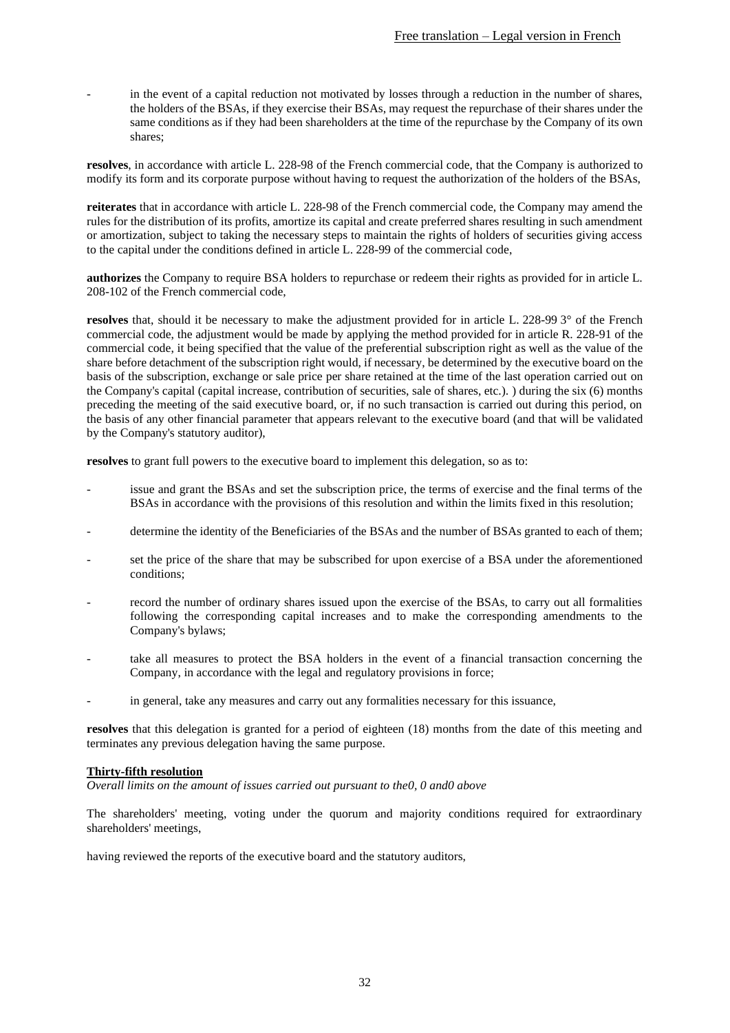- in the event of a capital reduction not motivated by losses through a reduction in the number of shares, the holders of the BSAs, if they exercise their BSAs, may request the repurchase of their shares under the same conditions as if they had been shareholders at the time of the repurchase by the Company of its own shares;

**resolves**, in accordance with article L. 228-98 of the French commercial code, that the Company is authorized to modify its form and its corporate purpose without having to request the authorization of the holders of the BSAs,

**reiterates** that in accordance with article L. 228-98 of the French commercial code, the Company may amend the rules for the distribution of its profits, amortize its capital and create preferred shares resulting in such amendment or amortization, subject to taking the necessary steps to maintain the rights of holders of securities giving access to the capital under the conditions defined in article L. 228-99 of the commercial code,

**authorizes** the Company to require BSA holders to repurchase or redeem their rights as provided for in article L. 208-102 of the French commercial code,

**resolves** that, should it be necessary to make the adjustment provided for in article L. 228-99 3° of the French commercial code, the adjustment would be made by applying the method provided for in article R. 228-91 of the commercial code, it being specified that the value of the preferential subscription right as well as the value of the share before detachment of the subscription right would, if necessary, be determined by the executive board on the basis of the subscription, exchange or sale price per share retained at the time of the last operation carried out on the Company's capital (capital increase, contribution of securities, sale of shares, etc.). ) during the six (6) months preceding the meeting of the said executive board, or, if no such transaction is carried out during this period, on the basis of any other financial parameter that appears relevant to the executive board (and that will be validated by the Company's statutory auditor),

**resolves** to grant full powers to the executive board to implement this delegation, so as to:

- issue and grant the BSAs and set the subscription price, the terms of exercise and the final terms of the BSAs in accordance with the provisions of this resolution and within the limits fixed in this resolution;
- determine the identity of the Beneficiaries of the BSAs and the number of BSAs granted to each of them;
- set the price of the share that may be subscribed for upon exercise of a BSA under the aforementioned conditions;
- record the number of ordinary shares issued upon the exercise of the BSAs, to carry out all formalities following the corresponding capital increases and to make the corresponding amendments to the Company's bylaws;
- take all measures to protect the BSA holders in the event of a financial transaction concerning the Company, in accordance with the legal and regulatory provisions in force;
- in general, take any measures and carry out any formalities necessary for this issuance,

**resolves** that this delegation is granted for a period of eighteen (18) months from the date of this meeting and terminates any previous delegation having the same purpose.

**Thirty-fifth resolution**
*Overall limits on the amount of issues carried out pursuant to the0, 0 and0 above*

The shareholders' meeting, voting under the quorum and majority conditions required for extraordinary shareholders' meetings,

having reviewed the reports of the executive board and the statutory auditors,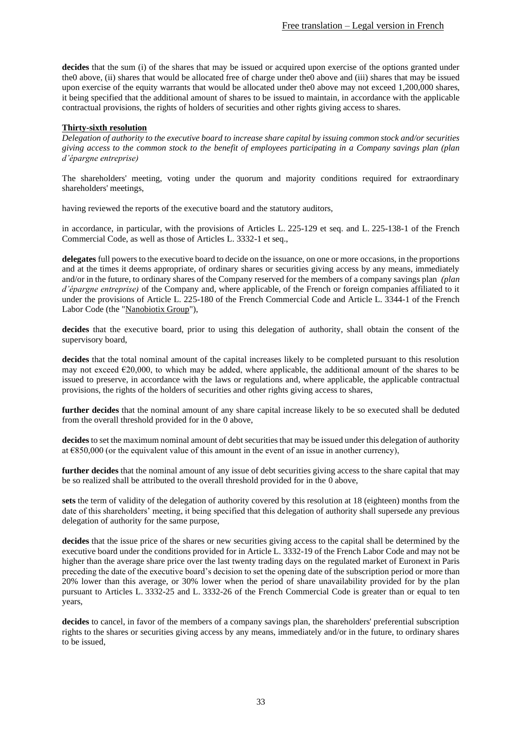**decides** that the sum (i) of the shares that may be issued or acquired upon exercise of the options granted under the0 above, (ii) shares that would be allocated free of charge under the0 above and (iii) shares that may be issued upon exercise of the equity warrants that would be allocated under the0 above may not exceed 1,200,000 shares, it being specified that the additional amount of shares to be issued to maintain, in accordance with the applicable contractual provisions, the rights of holders of securities and other rights giving access to shares.

**Thirty-sixth resolution**

*Delegation of authority to the executive board to increase share capital by issuing common stock and/or securities giving access to the common stock to the benefit of employees participating in a Company savings plan (plan d'épargne entreprise)*

The shareholders' meeting, voting under the quorum and majority conditions required for extraordinary shareholders' meetings,

having reviewed the reports of the executive board and the statutory auditors,

in accordance, in particular, with the provisions of Articles L. 225-129 et seq. and L. 225-138-1 of the French Commercial Code, as well as those of Articles L. 3332-1 et seq.,

**delegates** full powers to the executive board to decide on the issuance, on one or more occasions, in the proportions and at the times it deems appropriate, of ordinary shares or securities giving access by any means, immediately and/or in the future, to ordinary shares of the Company reserved for the members of a company savings plan *(plan d'épargne entreprise)* of the Company and, where applicable, of the French or foreign companies affiliated to it under the provisions of Article L. 225-180 of the French Commercial Code and Article L. 3344-1 of the French Labor Code (the "Nanobiotix Group"),

**decides** that the executive board, prior to using this delegation of authority, shall obtain the consent of the supervisory board,

**decides** that the total nominal amount of the capital increases likely to be completed pursuant to this resolution may not exceed €20,000, to which may be added, where applicable, the additional amount of the shares to be issued to preserve, in accordance with the laws or regulations and, where applicable, the applicable contractual provisions, the rights of the holders of securities and other rights giving access to shares,

**further decides** that the nominal amount of any share capital increase likely to be so executed shall be deduted from the overall threshold provided for in the 0 above,

**decides** to set the maximum nominal amount of debt securities that may be issued under this delegation of authority at €850,000 (or the equivalent value of this amount in the event of an issue in another currency),

**further decides** that the nominal amount of any issue of debt securities giving access to the share capital that may be so realized shall be attributed to the overall threshold provided for in the 0 above,

**sets** the term of validity of the delegation of authority covered by this resolution at 18 (eighteen) months from the date of this shareholders' meeting, it being specified that this delegation of authority shall supersede any previous delegation of authority for the same purpose,

**decides** that the issue price of the shares or new securities giving access to the capital shall be determined by the executive board under the conditions provided for in Article L. 3332-19 of the French Labor Code and may not be higher than the average share price over the last twenty trading days on the regulated market of Euronext in Paris preceding the date of the executive board's decision to set the opening date of the subscription period or more than 20% lower than this average, or 30% lower when the period of share unavailability provided for by the plan pursuant to Articles L. 3332-25 and L. 3332-26 of the French Commercial Code is greater than or equal to ten years,

**decides** to cancel, in favor of the members of a company savings plan, the shareholders' preferential subscription rights to the shares or securities giving access by any means, immediately and/or in the future, to ordinary shares to be issued,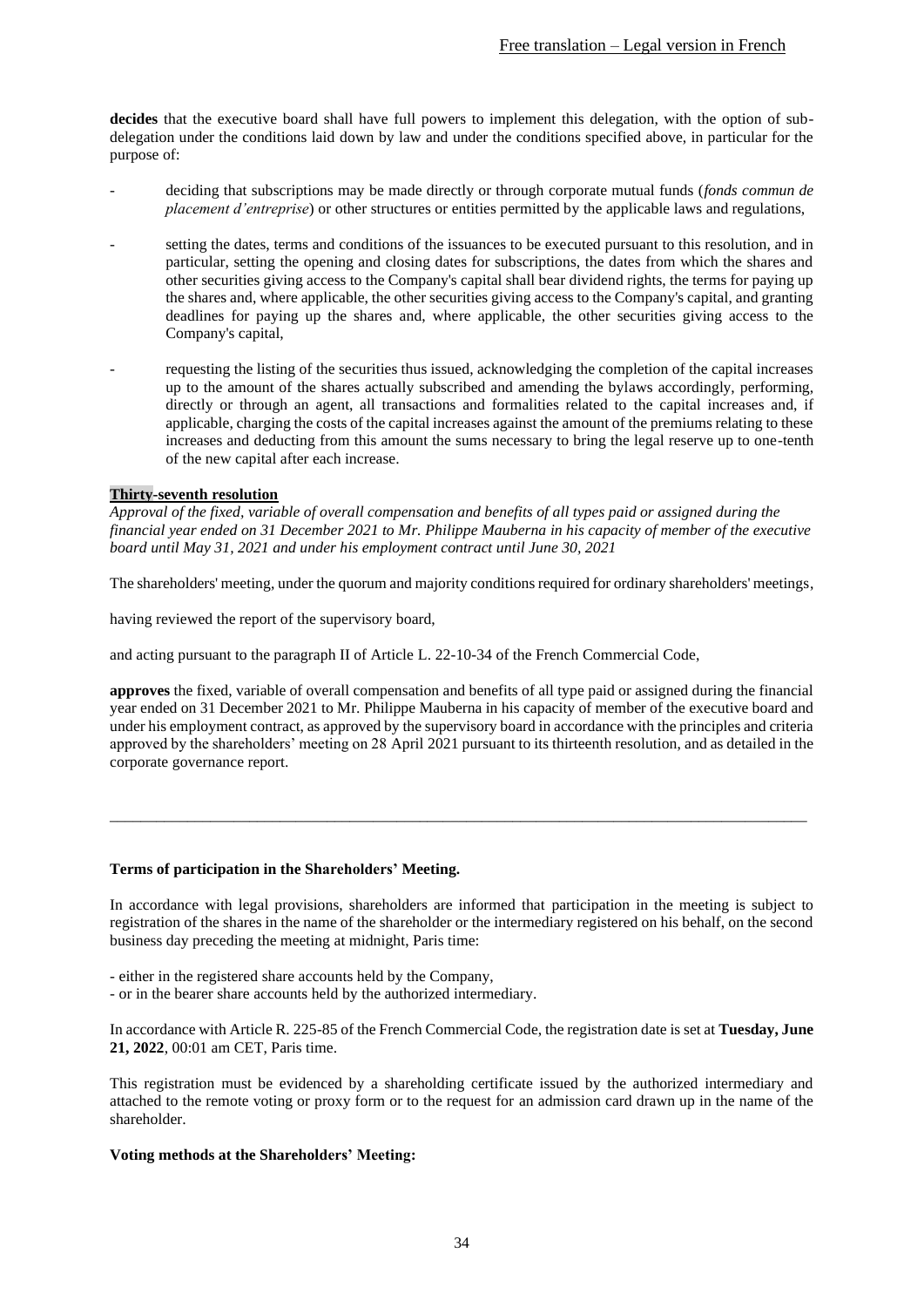**decides** that the executive board shall have full powers to implement this delegation, with the option of sub-delegation under the conditions laid down by law and under the conditions specified above, in particular for the purpose of:

- deciding that subscriptions may be made directly or through corporate mutual funds (*fonds commun de placement d'entreprise*) or other structures or entities permitted by the applicable laws and regulations,
- setting the dates, terms and conditions of the issuances to be executed pursuant to this resolution, and in particular, setting the opening and closing dates for subscriptions, the dates from which the shares and other securities giving access to the Company's capital shall bear dividend rights, the terms for paying up the shares and, where applicable, the other securities giving access to the Company's capital, and granting deadlines for paying up the shares and, where applicable, the other securities giving access to the Company's capital,
- requesting the listing of the securities thus issued, acknowledging the completion of the capital increases up to the amount of the shares actually subscribed and amending the bylaws accordingly, performing, directly or through an agent, all transactions and formalities related to the capital increases and, if applicable, charging the costs of the capital increases against the amount of the premiums relating to these increases and deducting from this amount the sums necessary to bring the legal reserve up to one-tenth of the new capital after each increase.

**Thirty-seventh resolution**

*Approval of the fixed, variable of overall compensation and benefits of all types paid or assigned during the financial year ended on 31 December 2021 to Mr. Philippe Mauberna in his capacity of member of the executive board until May 31, 2021 and under his employment contract until June 30, 2021*

The shareholders' meeting, under the quorum and majority conditions required for ordinary shareholders' meetings,

having reviewed the report of the supervisory board,

and acting pursuant to the paragraph II of Article L. 22-10-34 of the French Commercial Code,

**approves** the fixed, variable of overall compensation and benefits of all type paid or assigned during the financial year ended on 31 December 2021 to Mr. Philippe Mauberna in his capacity of member of the executive board and under his employment contract, as approved by the supervisory board in accordance with the principles and criteria approved by the shareholders' meeting on 28 April 2021 pursuant to its thirteenth resolution, and as detailed in the corporate governance report.

---

**Terms of participation in the Shareholders' Meeting.**

In accordance with legal provisions, shareholders are informed that participation in the meeting is subject to registration of the shares in the name of the shareholder or the intermediary registered on his behalf, on the second business day preceding the meeting at midnight, Paris time:

- either in the registered share accounts held by the Company,
- or in the bearer share accounts held by the authorized intermediary.

In accordance with Article R. 225-85 of the French Commercial Code, the registration date is set at **Tuesday, June 21, 2022**, 00:01 am CET, Paris time.

This registration must be evidenced by a shareholding certificate issued by the authorized intermediary and attached to the remote voting or proxy form or to the request for an admission card drawn up in the name of the shareholder.

**Voting methods at the Shareholders' Meeting:**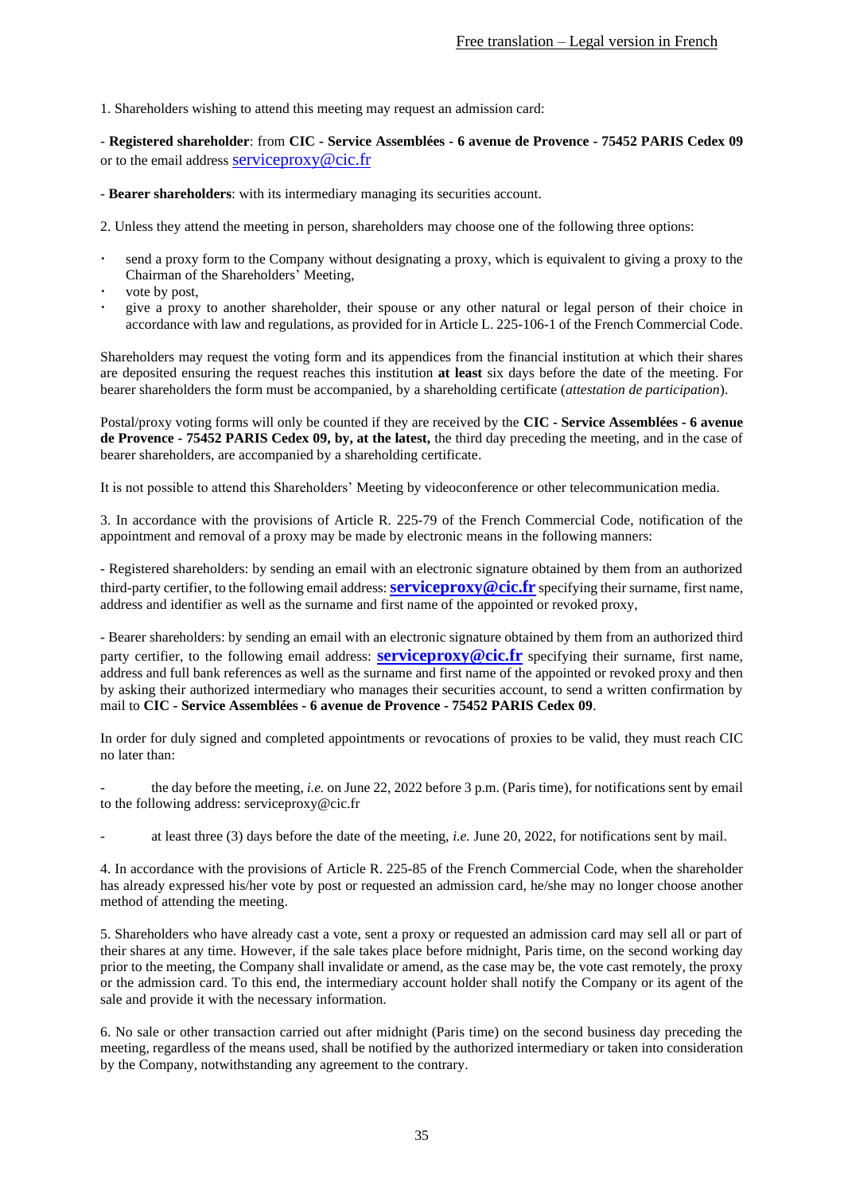1. Shareholders wishing to attend this meeting may request an admission card:

- **Registered shareholder**: from **CIC - Service Assemblées - 6 avenue de Provence - 75452 PARIS Cedex 09** or to the email address serviceproxy@cic.fr

- **Bearer shareholders**: with its intermediary managing its securities account.

2. Unless they attend the meeting in person, shareholders may choose one of the following three options:

- send a proxy form to the Company without designating a proxy, which is equivalent to giving a proxy to the Chairman of the Shareholders' Meeting,
- vote by post,
- give a proxy to another shareholder, their spouse or any other natural or legal person of their choice in accordance with law and regulations, as provided for in Article L. 225-106-1 of the French Commercial Code.

Shareholders may request the voting form and its appendices from the financial institution at which their shares are deposited ensuring the request reaches this institution **at least** six days before the date of the meeting. For bearer shareholders the form must be accompanied, by a shareholding certificate (*attestation de participation*).

Postal/proxy voting forms will only be counted if they are received by the **CIC - Service Assemblées - 6 avenue de Provence - 75452 PARIS Cedex 09, by, at the latest,** the third day preceding the meeting, and in the case of bearer shareholders, are accompanied by a shareholding certificate.

It is not possible to attend this Shareholders' Meeting by videoconference or other telecommunication media.

3. In accordance with the provisions of Article R. 225-79 of the French Commercial Code, notification of the appointment and removal of a proxy may be made by electronic means in the following manners:

- Registered shareholders: by sending an email with an electronic signature obtained by them from an authorized third-party certifier, to the following email address: **serviceproxy@cic.fr** specifying their surname, first name, address and identifier as well as the surname and first name of the appointed or revoked proxy,

- Bearer shareholders: by sending an email with an electronic signature obtained by them from an authorized third party certifier, to the following email address: **serviceproxy@cic.fr** specifying their surname, first name, address and full bank references as well as the surname and first name of the appointed or revoked proxy and then by asking their authorized intermediary who manages their securities account, to send a written confirmation by mail to **CIC - Service Assemblées - 6 avenue de Provence - 75452 PARIS Cedex 09**.

In order for duly signed and completed appointments or revocations of proxies to be valid, they must reach CIC no later than:

- the day before the meeting, *i.e.* on June 22, 2022 before 3 p.m. (Paris time), for notifications sent by email to the following address: serviceproxy@cic.fr

- at least three (3) days before the date of the meeting, *i.e.* June 20, 2022, for notifications sent by mail.

4. In accordance with the provisions of Article R. 225-85 of the French Commercial Code, when the shareholder has already expressed his/her vote by post or requested an admission card, he/she may no longer choose another method of attending the meeting.

5. Shareholders who have already cast a vote, sent a proxy or requested an admission card may sell all or part of their shares at any time. However, if the sale takes place before midnight, Paris time, on the second working day prior to the meeting, the Company shall invalidate or amend, as the case may be, the vote cast remotely, the proxy or the admission card. To this end, the intermediary account holder shall notify the Company or its agent of the sale and provide it with the necessary information.

6. No sale or other transaction carried out after midnight (Paris time) on the second business day preceding the meeting, regardless of the means used, shall be notified by the authorized intermediary or taken into consideration by the Company, notwithstanding any agreement to the contrary.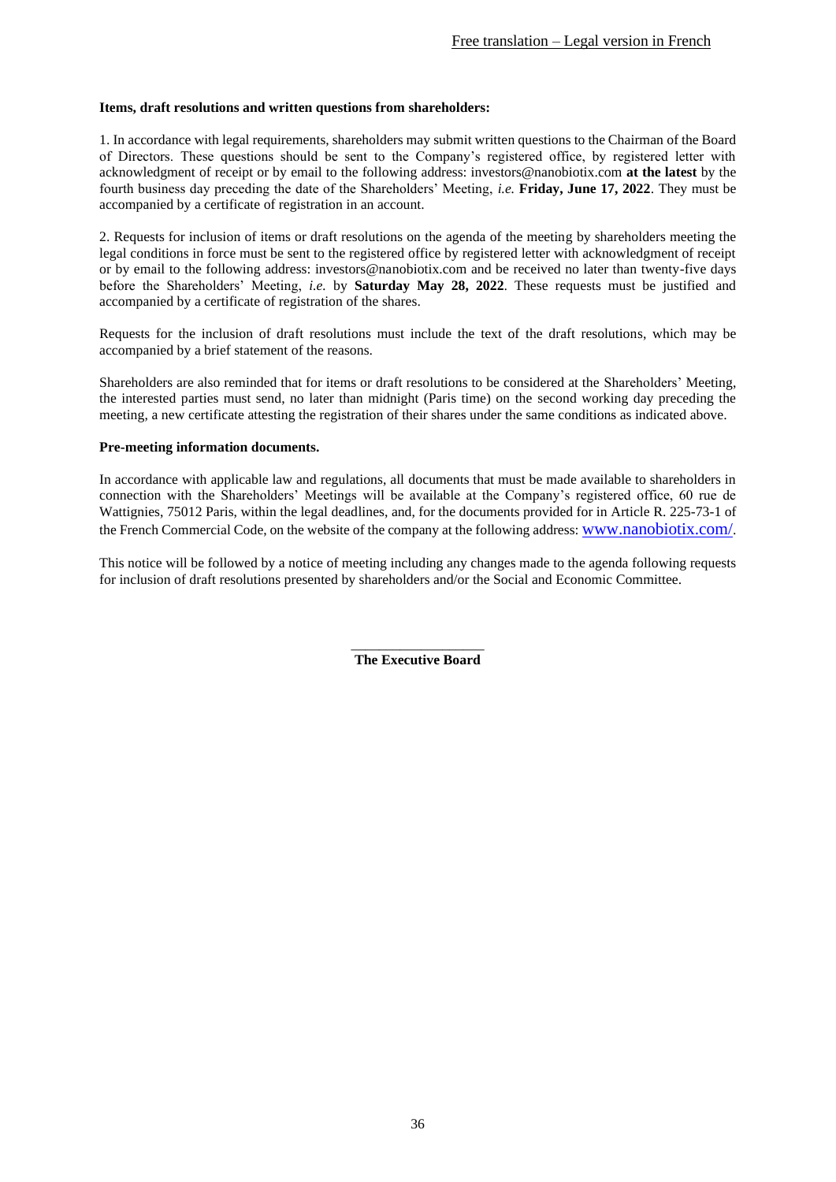Free translation – Legal version in French

**Items, draft resolutions and written questions from shareholders:**

1. In accordance with legal requirements, shareholders may submit written questions to the Chairman of the Board of Directors. These questions should be sent to the Company's registered office, by registered letter with acknowledgment of receipt or by email to the following address: investors@nanobiotix.com **at the latest** by the fourth business day preceding the date of the Shareholders' Meeting, *i.e.* **Friday, June 17, 2022**. They must be accompanied by a certificate of registration in an account.

2. Requests for inclusion of items or draft resolutions on the agenda of the meeting by shareholders meeting the legal conditions in force must be sent to the registered office by registered letter with acknowledgment of receipt or by email to the following address: investors@nanobiotix.com and be received no later than twenty-five days before the Shareholders' Meeting, *i.e.* by **Saturday May 28, 2022**. These requests must be justified and accompanied by a certificate of registration of the shares.

Requests for the inclusion of draft resolutions must include the text of the draft resolutions, which may be accompanied by a brief statement of the reasons.

Shareholders are also reminded that for items or draft resolutions to be considered at the Shareholders' Meeting, the interested parties must send, no later than midnight (Paris time) on the second working day preceding the meeting, a new certificate attesting the registration of their shares under the same conditions as indicated above.

**Pre-meeting information documents.**

In accordance with applicable law and regulations, all documents that must be made available to shareholders in connection with the Shareholders' Meetings will be available at the Company's registered office, 60 rue de Wattignies, 75012 Paris, within the legal deadlines, and, for the documents provided for in Article R. 225-73-1 of the French Commercial Code, on the website of the company at the following address: www.nanobiotix.com/.

This notice will be followed by a notice of meeting including any changes made to the agenda following requests for inclusion of draft resolutions presented by shareholders and/or the Social and Economic Committee.

\_\_\_\_\_\_\_\_\_\_\_\_\_\_\_\_\_\_

**The Executive Board**